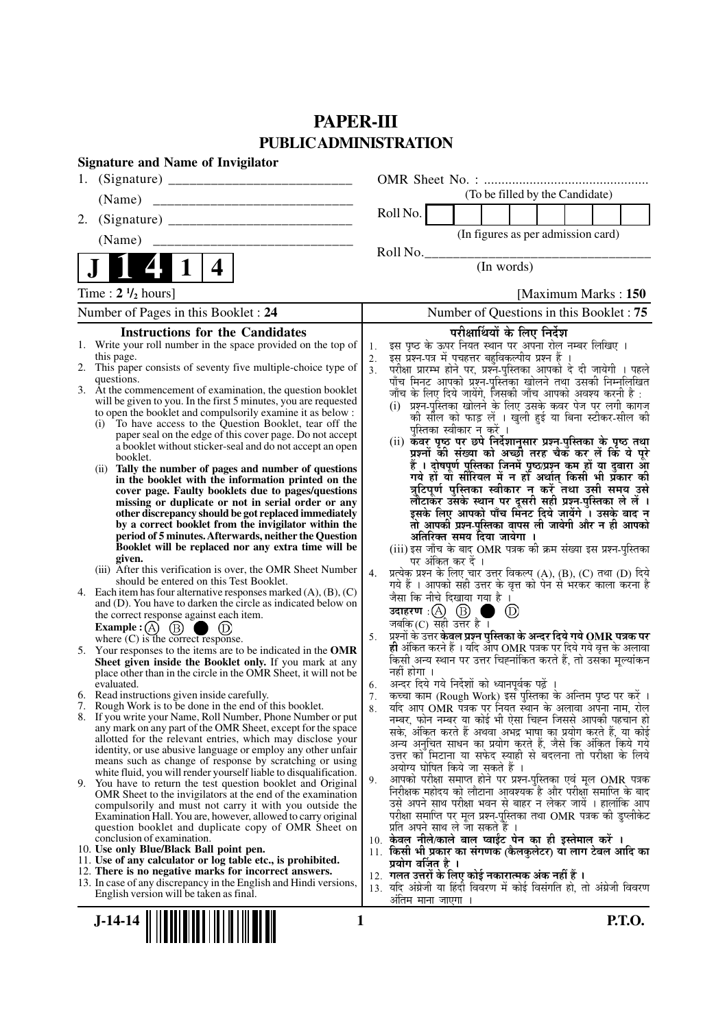# PAPER-III
## PUBLIC ADMINISTRATION

**Signature and Name of Invigilator**

1. (Signature) __________________________

   (Name) ____________________________

2. (Signature) __________________________

   (Name) ____________________________

**J 1 4 1 4**

OMR Sheet No. : ...............................................

(To be filled by the Candidate)

Roll No. | | | | | | | | |

(In figures as per admission card)

Roll No.________________________________

(In words)

Time : **2 ½ hours**] [Maximum Marks : **150**

Number of Pages in this Booklet : 24 | Number of Questions in this Booklet : 75

### Instructions for the Candidates

1. Write your roll number in the space provided on the top of this page.
2. This paper consists of seventy five multiple-choice type of questions.
3. At the commencement of examination, the question booklet will be given to you. In the first 5 minutes, you are requested to open the booklet and compulsorily examine it as below :
   (i) To have access to the Question Booklet, tear off the paper seal on the edge of this cover page. Do not accept a booklet without sticker-seal and do not accept an open booklet.
   (ii) **Tally the number of pages and number of questions in the booklet with the information printed on the cover page. Faulty booklets due to pages/questions missing or duplicate or not in serial order or any other discrepancy should be got replaced immediately by a correct booklet from the invigilator within the period of 5 minutes. Afterwards, neither the Question Booklet will be replaced nor any extra time will be given.**
   (iii) After this verification is over, the OMR Sheet Number should be entered on this Test Booklet.
4. Each item has four alternative responses marked (A), (B), (C) and (D). You have to darken the circle as indicated below on the correct response against each item.
   **Example :** (A) (B) ● (D)
   where (C) is the correct response.
5. Your responses to the items are to be indicated in the **OMR Sheet given inside the Booklet only.** If you mark at any place other than in the circle in the OMR Sheet, it will not be evaluated.
6. Read instructions given inside carefully.
7. Rough Work is to be done in the end of this booklet.
8. If you write your Name, Roll Number, Phone Number or put any mark on any part of the OMR Sheet, except for the space allotted for the relevant entries, which may disclose your identity, or use abusive language or employ any other unfair means such as change of response by scratching or using white fluid, you will render yourself liable to disqualification.
9. You have to return the test question booklet and Original OMR Sheet to the invigilators at the end of the examination compulsorily and must not carry it with you outside the Examination Hall. You are, however, allowed to carry original question booklet and duplicate copy of OMR Sheet on conclusion of examination.
10. **Use only Blue/Black Ball point pen.**
11. **Use of any calculator or log table etc., is prohibited.**
12. **There is no negative marks for incorrect answers.**
13. In case of any discrepancy in the English and Hindi versions, English version will be taken as final.

### परीक्षार्थियों के लिए निर्देश

1. इस पृष्ठ के ऊपर नियत स्थान पर अपना रोल नम्बर लिखिए ।
2. इस प्रश्न-पत्र में पचहत्तर बहुविकल्पीय प्रश्न हैं ।
3. परीक्षा प्रारम्भ होने पर, प्रश्न-पुस्तिका आपको दे दी जायेगी । पहले पाँच मिनट आपको प्रश्न-पुस्तिका खोलने तथा उसकी निम्नलिखित जाँच के लिए दिये जायेंगे, जिसकी जाँच आपको अवश्य करनी है :
   (i) प्रश्न-पुस्तिका खोलने के लिए उसके कवर पेज पर लगी कागज की सील को फाड़ लें । खुली हुई या बिना स्टीकर-सील की पुस्तिका स्वीकार न करें ।
   (ii) **कवर पृष्ठ पर छपे निर्देशानुसार प्रश्न-पुस्तिका के पृष्ठ तथा प्रश्नों की संख्या को अच्छी तरह चैक कर लें कि ये पूरे हैं । दोषपूर्ण पुस्तिका जिनमें पृष्ठ/प्रश्न कम हों या दुबारा आ गये हों या सीरियल में न हों अर्थात् किसी भी प्रकार की त्रुटिपूर्ण पुस्तिका स्वीकार न करें तथा उसी समय उसे लौटाकर उसके स्थान पर दूसरी सही प्रश्न-पुस्तिका ले लें । इसके लिए आपको पाँच मिनट दिये जायेंगे । उसके बाद न तो आपकी प्रश्न-पुस्तिका वापस ली जायेगी और न ही आपको अतिरिक्त समय दिया जायेगा ।**
   (iii) इस जाँच के बाद OMR पत्रक की क्रम संख्या इस प्रश्न-पुस्तिका पर अंकित कर दें ।
4. प्रत्येक प्रश्न के लिए चार उत्तर विकल्प (A), (B), (C) तथा (D) दिये गये हैं । आपको सही उत्तर के वृत्त को पेन से भरकर काला करना है जैसा कि नीचे दिखाया गया है ।
   **उदाहरण :** (A) (B) ● (D)
   जबकि (C) सही उत्तर है ।
5. प्रश्नों के उत्तर **केवल प्रश्न पुस्तिका के अन्दर दिये गये OMR पत्रक पर ही** अंकित करने हैं । यदि आप OMR पत्रक पर दिये गये वृत्त के अलावा किसी अन्य स्थान पर उत्तर चिह्नांकित करते हैं, तो उसका मूल्यांकन नहीं होगा ।
6. अन्दर दिये गये निर्देशों को ध्यानपूर्वक पढ़ें ।
7. कच्चा काम (Rough Work) इस पुस्तिका के अन्तिम पृष्ठ पर करें ।
8. यदि आप OMR पत्रक पर नियत स्थान के अलावा अपना नाम, रोल नम्बर, फोन नम्बर या कोई भी ऐसा चिह्न जिससे आपकी पहचान हो सके, अंकित करते हैं अथवा अभद्र भाषा का प्रयोग करते हैं, या कोई अन्य अनुचित साधन का प्रयोग करते हैं, जैसे कि अंकित किये गये उत्तर को मिटाना या सफेद स्याही से बदलना तो परीक्षा के लिये अयोग्य घोषित किये जा सकते हैं ।
9. आपको परीक्षा समाप्त होने पर प्रश्न-पुस्तिका एवं मूल OMR पत्रक निरीक्षक महोदय को लौटाना आवश्यक है और परीक्षा समाप्ति के बाद उसे अपने साथ परीक्षा भवन से बाहर न लेकर जायें । हालांकि आप परीक्षा समाप्ति पर मूल प्रश्न-पुस्तिका तथा OMR पत्रक की डुप्लीकेट प्रति अपने साथ ले जा सकते हैं ।
10. **केवल नीले/काले बाल प्वाईंट पेन का ही इस्तेमाल करें ।**
11. **किसी भी प्रकार का संगणक (कैलकुलेटर) या लाग टेबल आदि का प्रयोग वर्जित है ।**
12. **गलत उत्तरों के लिए कोई नकारात्मक अंक नहीं हैं ।**
13. यदि अंग्रेजी या हिंदी विवरण में कोई विसंगति हो, तो अंग्रेजी विवरण अंतिम माना जाएगा ।

J-14-14

P.T.O.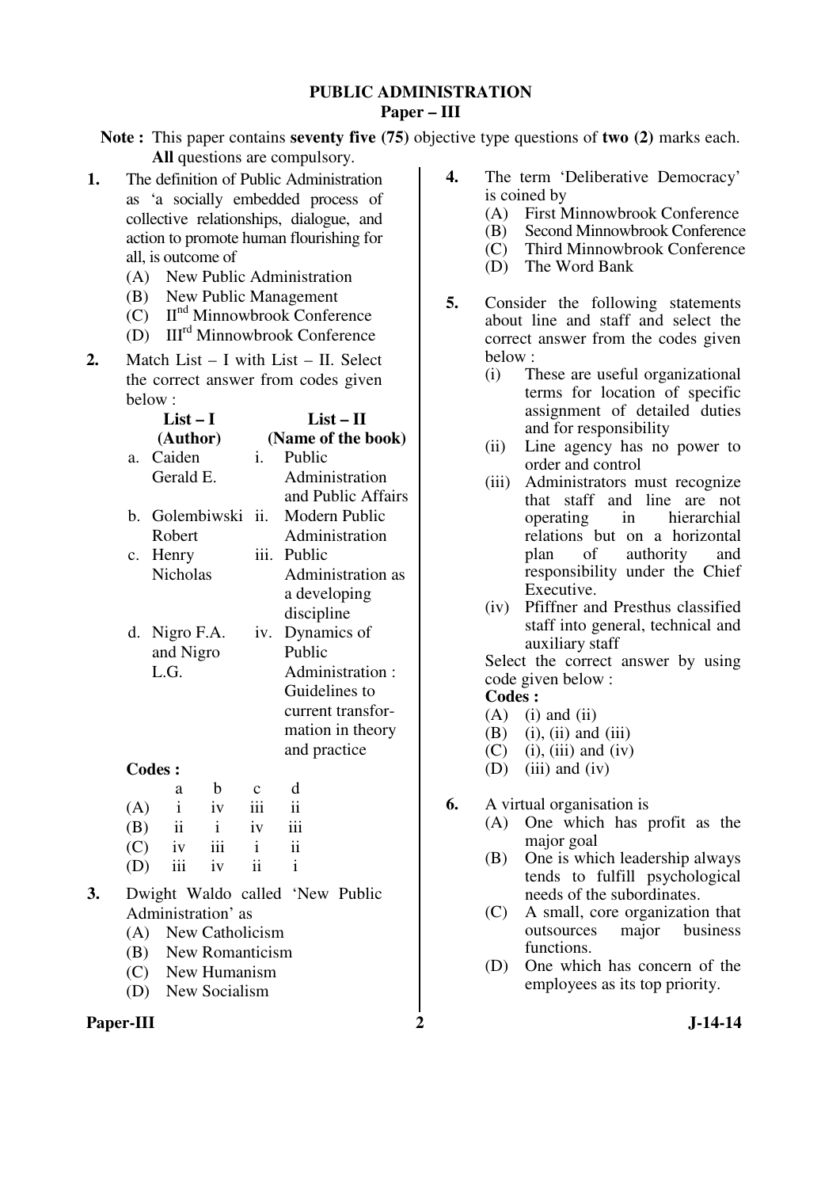# PUBLIC ADMINISTRATION
## Paper – III

**Note :** This paper contains **seventy five (75)** objective type questions of **two (2)** marks each. **All** questions are compulsory.

**1.** The definition of Public Administration as 'a socially embedded process of collective relationships, dialogue, and action to promote human flourishing for all, is outcome of

(A) New Public Administration
(B) New Public Management
(C) II[nd] Minnowbrook Conference
(D) III[rd] Minnowbrook Conference

**2.** Match List – I with List – II. Select the correct answer from codes given below :

| | List – I (Author) | | List – II (Name of the book) |
|---|---|---|---|
| a. | Caiden Gerald E. | i. | Public Administration and Public Affairs |
| b. | Golembiwski Robert | ii. | Modern Public Administration |
| c. | Henry Nicholas | iii. | Public Administration as a developing discipline |
| d. | Nigro F.A. and Nigro L.G. | iv. | Dynamics of Public Administration : Guidelines to current transformation in theory and practice |

**Codes :**

| | a | b | c | d |
|---|---|---|---|---|
| (A) | i | iv | iii | ii |
| (B) | ii | i | iv | iii |
| (C) | iv | iii | i | ii |
| (D) | iii | iv | ii | i |

**3.** Dwight Waldo called 'New Public Administration' as

(A) New Catholicism
(B) New Romanticism
(C) New Humanism
(D) New Socialism

**4.** The term 'Deliberative Democracy' is coined by

(A) First Minnowbrook Conference
(B) Second Minnowbrook Conference
(C) Third Minnowbrook Conference
(D) The Word Bank

**5.** Consider the following statements about line and staff and select the correct answer from the codes given below :

(i) These are useful organizational terms for location of specific assignment of detailed duties and for responsibility
(ii) Line agency has no power to order and control
(iii) Administrators must recognize that staff and line are not operating in hierarchial relations but on a horizontal plan of authority and responsibility under the Chief Executive.
(iv) Pfiffner and Presthus classified staff into general, technical and auxiliary staff

Select the correct answer by using code given below :

**Codes :**

(A) (i) and (ii)
(B) (i), (ii) and (iii)
(C) (i), (iii) and (iv)
(D) (iii) and (iv)

**6.** A virtual organisation is

(A) One which has profit as the major goal
(B) One is which leadership always tends to fulfill psychological needs of the subordinates.
(C) A small, core organization that outsources major business functions.
(D) One which has concern of the employees as its top priority.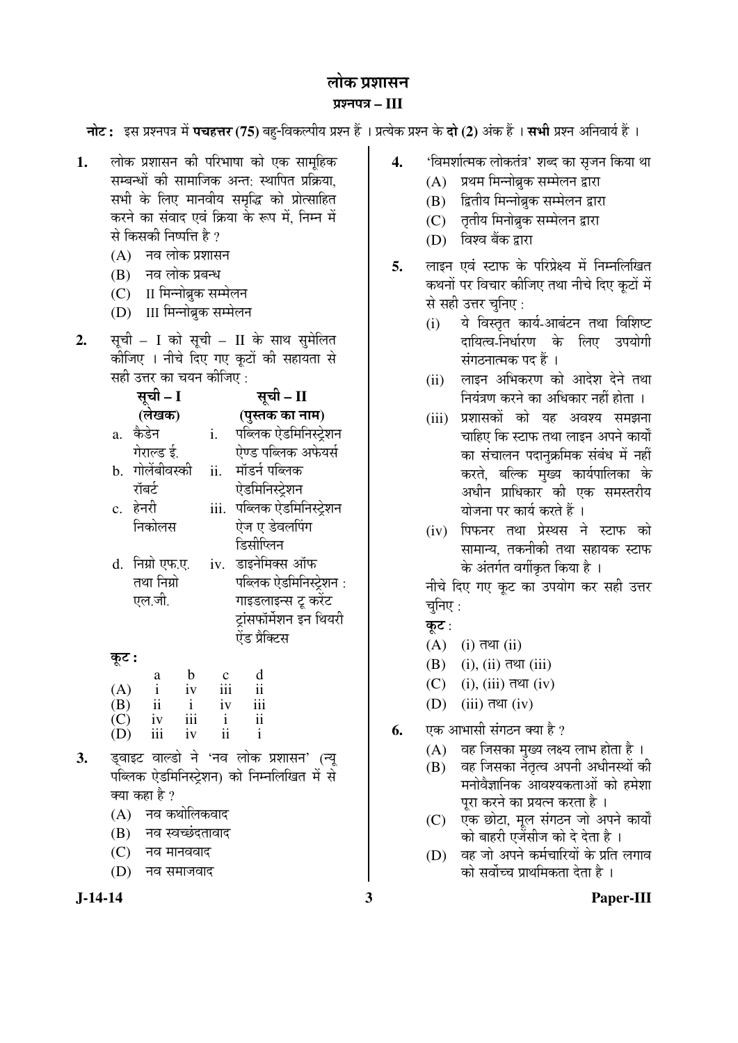# लोक प्रशासन

## प्रश्नपत्र – III

**नोट :** इस प्रश्नपत्र में **पचहत्तर (75)** बहु-विकल्पीय प्रश्न हैं । प्रत्येक प्रश्न के **दो (2)** अंक हैं । **सभी** प्रश्न अनिवार्य हैं ।

**1.** लोक प्रशासन की परिभाषा को एक सामूहिक सम्बन्धों की सामाजिक अन्त: स्थापित प्रक्रिया, सभी के लिए मानवीय समृद्धि को प्रोत्साहित करने का संवाद एवं क्रिया के रूप में, निम्न में से किसकी निष्पत्ति है ?

(A) नव लोक प्रशासन
(B) नव लोक प्रबन्ध
(C) II मिन्नोब्रुक सम्मेलन
(D) III मिन्नोब्रुक सम्मेलन

**2.** सूची – I को सूची – II के साथ सुमेलित कीजिए । नीचे दिए गए कूटों की सहायता से सही उत्तर का चयन कीजिए :

| | सूची – I (लेखक) | | सूची – II (पुस्तक का नाम) |
|---|---|---|---|
| a. | कैडेन गेराल्ड ई. | i. | पब्लिक ऐडमिनिस्ट्रेशन ऐण्ड पब्लिक अफेयर्स |
| b. | गोलेंबीवस्की रॉबर्ट | ii. | मॉडर्न पब्लिक ऐडमिनिस्ट्रेशन |
| c. | हेनरी निकोलस | iii. | पब्लिक ऐडमिनिस्ट्रेशन ऐज ए डेवलपिंग डिसीप्लिन |
| d. | निग्रो एफ.ए. तथा निग्रो एल.जी. | iv. | डाइनेमिक्स ऑफ पब्लिक ऐडमिनिस्ट्रेशन : गाइडलाइन्स टू करेंट ट्रांसफॉर्मेशन इन थियरी ऐंड प्रैक्टिस |

**कूट :**

| | a | b | c | d |
|---|---|---|---|---|
| (A) | i | iv | iii | ii |
| (B) | ii | i | iv | iii |
| (C) | iv | iii | i | ii |
| (D) | iii | iv | ii | i |

**3.** ड्वाइट वाल्डो ने 'नव लोक प्रशासन' (न्यू पब्लिक ऐडमिनिस्ट्रेशन) को निम्नलिखित में से क्या कहा है ?

(A) नव कथोलिकवाद
(B) नव स्वच्छंदतावाद
(C) नव मानववाद
(D) नव समाजवाद

**4.** 'विमर्शात्मक लोकतंत्र' शब्द का सृजन किया था

(A) प्रथम मिन्नोब्रुक सम्मेलन द्वारा
(B) द्वितीय मिन्नोब्रुक सम्मेलन द्वारा
(C) तृतीय मिनोब्रुक सम्मेलन द्वारा
(D) विश्व बैंक द्वारा

**5.** लाइन एवं स्टाफ के परिप्रेक्ष्य में निम्नलिखित कथनों पर विचार कीजिए तथा नीचे दिए कूटों में से सही उत्तर चुनिए :

(i) ये विस्तृत कार्य-आबंटन तथा विशिष्ट दायित्व-निर्धारण के लिए उपयोगी संगठनात्मक पद हैं ।
(ii) लाइन अभिकरण को आदेश देने तथा नियंत्रण करने का अधिकार नहीं होता ।
(iii) प्रशासकों को यह अवश्य समझना चाहिए कि स्टाफ तथा लाइन अपने कार्यों का संचालन पदानुक्रमिक संबंध में नहीं करते, बल्कि मुख्य कार्यपालिका के अधीन प्राधिकार की एक समस्तरीय योजना पर कार्य करते हैं ।
(iv) पिफनर तथा प्रेस्थस ने स्टाफ को सामान्य, तकनीकी तथा सहायक स्टाफ के अंतर्गत वर्गीकृत किया है ।

नीचे दिए गए कूट का उपयोग कर सही उत्तर चुनिए :

**कूट :**

(A) (i) तथा (ii)
(B) (i), (ii) तथा (iii)
(C) (i), (iii) तथा (iv)
(D) (iii) तथा (iv)

**6.** एक आभासी संगठन क्या है ?

(A) वह जिसका मुख्य लक्ष्य लाभ होता है ।
(B) वह जिसका नेतृत्व अपनी अधीनस्थों की मनोवैज्ञानिक आवश्यकताओं को हमेशा पूरा करने का प्रयत्न करता है ।
(C) एक छोटा, मूल संगठन जो अपने कार्यों को बाहरी एजेंसीज को दे देता है ।
(D) वह जो अपने कर्मचारियों के प्रति लगाव को सर्वोच्च प्राथमिकता देता है ।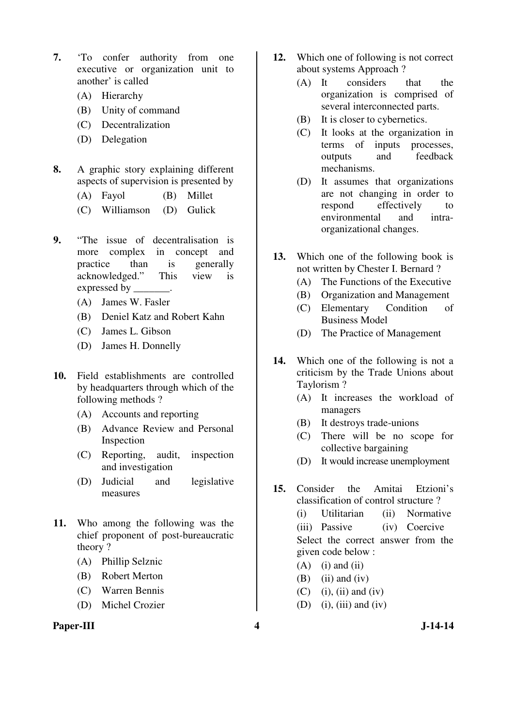7. 'To confer authority from one executive or organization unit to another' is called
   (A) Hierarchy
   (B) Unity of command
   (C) Decentralization
   (D) Delegation

8. A graphic story explaining different aspects of supervision is presented by
   (A) Fayol (B) Millet
   (C) Williamson (D) Gulick

9. "The issue of decentralisation is more complex in concept and practice than is generally acknowledged." This view is expressed by _______.
   (A) James W. Fasler
   (B) Deniel Katz and Robert Kahn
   (C) James L. Gibson
   (D) James H. Donnelly

10. Field establishments are controlled by headquarters through which of the following methods ?
    (A) Accounts and reporting
    (B) Advance Review and Personal Inspection
    (C) Reporting, audit, inspection and investigation
    (D) Judicial and legislative measures

11. Who among the following was the chief proponent of post-bureaucratic theory ?
    (A) Phillip Selznic
    (B) Robert Merton
    (C) Warren Bennis
    (D) Michel Crozier

12. Which one of following is not correct about systems Approach ?
    (A) It considers that the organization is comprised of several interconnected parts.
    (B) It is closer to cybernetics.
    (C) It looks at the organization in terms of inputs processes, outputs and feedback mechanisms.
    (D) It assumes that organizations are not changing in order to respond effectively to environmental and intra-organizational changes.

13. Which one of the following book is not written by Chester I. Bernard ?
    (A) The Functions of the Executive
    (B) Organization and Management
    (C) Elementary Condition of Business Model
    (D) The Practice of Management

14. Which one of the following is not a criticism by the Trade Unions about Taylorism ?
    (A) It increases the workload of managers
    (B) It destroys trade-unions
    (C) There will be no scope for collective bargaining
    (D) It would increase unemployment

15. Consider the Amitai Etzioni's classification of control structure ?
    (i) Utilitarian (ii) Normative
    (iii) Passive (iv) Coercive
    Select the correct answer from the given code below :
    (A) (i) and (ii)
    (B) (ii) and (iv)
    (C) (i), (ii) and (iv)
    (D) (i), (iii) and (iv)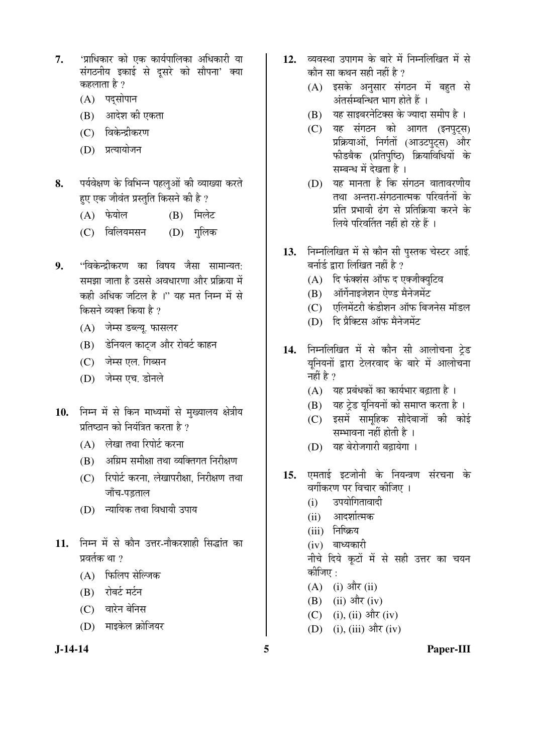7. 'प्राधिकार को एक कार्यपालिका अधिकारी या संगठनीय इकाई से दूसरे को सौपना' क्या कहलाता है ?
   (A) पद्सोपान
   (B) आदेश की एकता
   (C) विकेन्द्रीकरण
   (D) प्रत्यायोजन

8. पर्यवेक्षण के विभिन्न पहलुओं की व्याख्या करते हुए एक जीवंत प्रस्तुति किसने की है ?
   (A) फेयोल (B) मिलेट
   (C) विलियमसन (D) गुलिक

9. "विकेन्द्रीकरण का विषय जैसा सामान्यत: समझा जाता है उससे अवधारणा और प्रक्रिया में कही अधिक जटिल है ।" यह मत निम्न में से किसने व्यक्त किया है ?
   (A) जेम्स डब्ल्यू. फासलर
   (B) डेनियल काट्ज और रोबर्ट काहन
   (C) जेम्स एल. गिब्सन
   (D) जेम्स एच. डोनले

10. निम्न में से किन माध्यमों से मुख्यालय क्षेत्रीय प्रतिष्ठान को नियंत्रित करता है ?
    (A) लेखा तथा रिपोर्ट करना
    (B) अग्रिम समीक्षा तथा व्यक्तिगत निरीक्षण
    (C) रिपोर्ट करना, लेखापरीक्षा, निरीक्षण तथा जाँच-पड़ताल
    (D) न्यायिक तथा विधायी उपाय

11. निम्न में से कौन उत्तर-नौकरशाही सिद्धांत का प्रवर्तक था ?
    (A) फिलिप सेल्जिक
    (B) रोबर्ट मर्टन
    (C) वारेन बेनिस
    (D) माइकेल क्रोजियर

12. व्यवस्था उपागम के बारे में निम्नलिखित में से कौन सा कथन सही नहीं है ?
    (A) इसके अनुसार संगठन में बहुत से अंतर्सम्बन्धित भाग होते हैं ।
    (B) यह साइबरनेटिक्स के ज्यादा समीप है ।
    (C) यह संगठन को आगत (इनपुट्स) प्रक्रियाओं, निर्गतों (आउटपुट्स) और फीडबैक (प्रतिपुष्टि) क्रियाविधियों के सम्बन्ध में देखता है ।
    (D) यह मानता है कि संगठन वातावरणीय तथा अन्तरा-संगठनात्मक परिवर्तनों के प्रति प्रभावी ढंग से प्रतिक्रिया करने के लिये परिवर्तित नहीं हो रहे हैं ।

13. निम्नलिखित में से कौन सी पुस्तक चेस्टर आई. बर्नार्ड द्वारा लिखित नहीं है ?
    (A) दि फंक्शंस ऑफ द एक्जीक्युटिव
    (B) ऑर्गेनाइजेशन ऐण्ड मैनेजमेंट
    (C) एलिमेंटरी कंडीशन ऑफ बिजनेस मॉडल
    (D) दि प्रैक्टिस ऑफ मैनेजमेंट

14. निम्नलिखित में से कौन सी आलोचना ट्रेड यूनियनों द्वारा टेलरवाद के बारे में आलोचना नहीं है ?
    (A) यह प्रबंधकों का कार्यभार बढ़ाता है ।
    (B) यह ट्रेड यूनियनों को समाप्त करता है ।
    (C) इसमें सामूहिक सौदेबाजों की कोई सम्भावना नहीं होती है ।
    (D) यह बेरोजगारी बढ़ायेगा ।

15. एमताई इटजोनी के नियन्त्रण संरचना के वर्गीकरण पर विचार कीजिए ।
    (i) उपयोगितावादी
    (ii) आदर्शात्मक
    (iii) निष्क्रिय
    (iv) बाध्यकारी
    
    नीचे दिये कूटों में से सही उत्तर का चयन कीजिए :
    (A) (i) और (ii)
    (B) (ii) और (iv)
    (C) (i), (ii) और (iv)
    (D) (i), (iii) और (iv)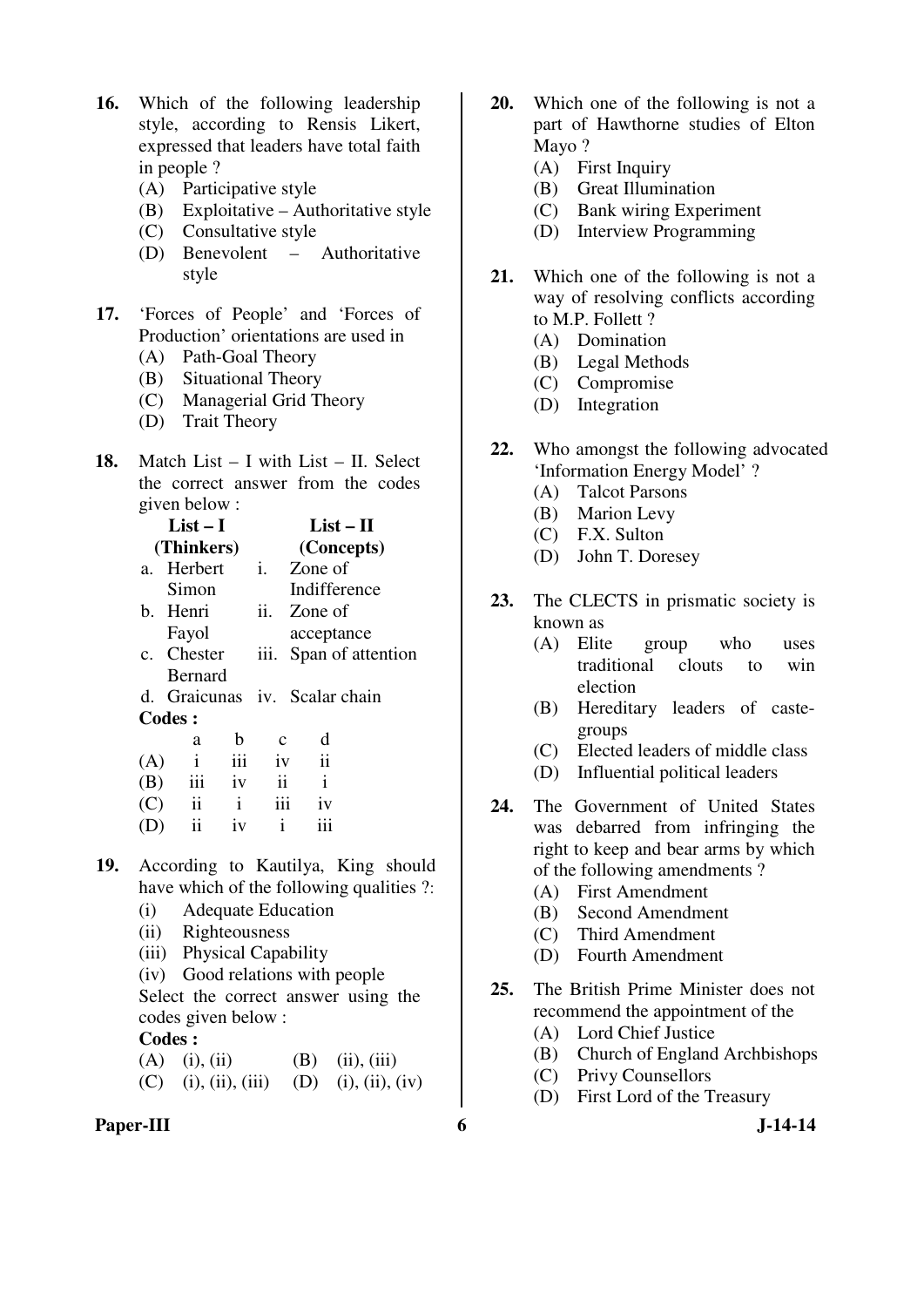16. Which of the following leadership style, according to Rensis Likert, expressed that leaders have total faith in people ?
    (A) Participative style
    (B) Exploitative – Authoritative style
    (C) Consultative style
    (D) Benevolent – Authoritative style

17. 'Forces of People' and 'Forces of Production' orientations are used in
    (A) Path-Goal Theory
    (B) Situational Theory
    (C) Managerial Grid Theory
    (D) Trait Theory

18. Match List – I with List – II. Select the correct answer from the codes given below :

| List – I (Thinkers) | List – II (Concepts) |
|---|---|
| a. Herbert Simon | i. Zone of Indifference |
| b. Henri Fayol | ii. Zone of acceptance |
| c. Chester Bernard | iii. Span of attention |
| d. Graicunas | iv. Scalar chain |

**Codes :**

| | a | b | c | d |
|---|---|---|---|---|
| (A) | i | iii | iv | ii |
| (B) | iii | iv | ii | i |
| (C) | ii | i | iii | iv |
| (D) | ii | iv | i | iii |

19. According to Kautilya, King should have which of the following qualities ?:
    (i) Adequate Education
    (ii) Righteousness
    (iii) Physical Capability
    (iv) Good relations with people
    
    Select the correct answer using the codes given below :
    
    **Codes :**
    (A) (i), (ii)  (B) (ii), (iii)
    (C) (i), (ii), (iii)  (D) (i), (ii), (iv)

20. Which one of the following is not a part of Hawthorne studies of Elton Mayo ?
    (A) First Inquiry
    (B) Great Illumination
    (C) Bank wiring Experiment
    (D) Interview Programming

21. Which one of the following is not a way of resolving conflicts according to M.P. Follett ?
    (A) Domination
    (B) Legal Methods
    (C) Compromise
    (D) Integration

22. Who amongst the following advocated 'Information Energy Model' ?
    (A) Talcot Parsons
    (B) Marion Levy
    (C) F.X. Sulton
    (D) John T. Doresey

23. The CLECTS in prismatic society is known as
    (A) Elite group who uses traditional clouts to win election
    (B) Hereditary leaders of caste-groups
    (C) Elected leaders of middle class
    (D) Influential political leaders

24. The Government of United States was debarred from infringing the right to keep and bear arms by which of the following amendments ?
    (A) First Amendment
    (B) Second Amendment
    (C) Third Amendment
    (D) Fourth Amendment

25. The British Prime Minister does not recommend the appointment of the
    (A) Lord Chief Justice
    (B) Church of England Archbishops
    (C) Privy Counsellors
    (D) First Lord of the Treasury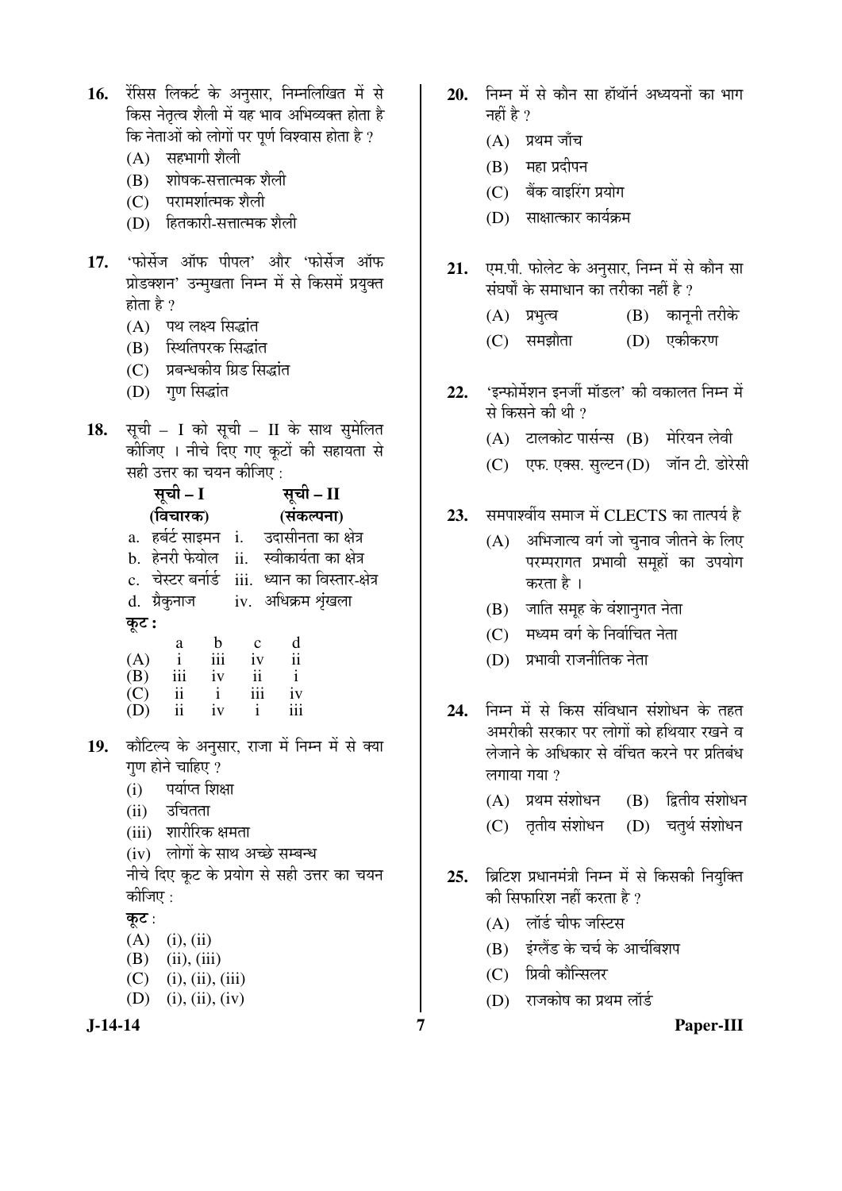16. रेंसिस लिकर्ट के अनुसार, निम्नलिखित में से किस नेतृत्व शैली में यह भाव अभिव्यक्त होता है कि नेताओं को लोगों पर पूर्ण विश्वास होता है ?
    - (A) सहभागी शैली
    - (B) शोषक-सत्तात्मक शैली
    - (C) परामर्शात्मक शैली
    - (D) हितकारी-सत्तात्मक शैली

17. 'फोर्सेज ऑफ पीपल' और 'फोर्सेज ऑफ प्रोडक्शन' उन्मुखता निम्न में से किसमें प्रयुक्त होता है ?
    - (A) पथ लक्ष्य सिद्धांत
    - (B) स्थितिपरक सिद्धांत
    - (C) प्रबन्धकीय ग्रिड सिद्धांत
    - (D) गुण सिद्धांत

18. सूची – I को सूची – II के साथ सुमेलित कीजिए । नीचे दिए गए कूटों की सहायता से सही उत्तर का चयन कीजिए :

| सूची – I (विचारक) | सूची – II (संकल्पना) |
|---|---|
| a. हर्बर्ट साइमन | i. उदासीनता का क्षेत्र |
| b. हेनरी फेयोल | ii. स्वीकार्यता का क्षेत्र |
| c. चेस्टर बर्नार्ड | iii. ध्यान का विस्तार-क्षेत्र |
| d. ग्रैकुनाज | iv. अधिक्रम शृंखला |

**कूट :**

| | a | b | c | d |
|---|---|---|---|---|
| (A) | i | iii | iv | ii |
| (B) | iii | iv | ii | i |
| (C) | ii | i | iii | iv |
| (D) | ii | iv | i | iii |

19. कौटिल्य के अनुसार, राजा में निम्न में से क्या गुण होने चाहिए ?
    - (i) पर्याप्त शिक्षा
    - (ii) उचितता
    - (iii) शारीरिक क्षमता
    - (iv) लोगों के साथ अच्छे सम्बन्ध

    नीचे दिए कूट के प्रयोग से सही उत्तर का चयन कीजिए :

    **कूट** :
    - (A) (i), (ii)
    - (B) (ii), (iii)
    - (C) (i), (ii), (iii)
    - (D) (i), (ii), (iv)

20. निम्न में से कौन सा हॉथॉर्न अध्ययनों का भाग नहीं है ?
    - (A) प्रथम जाँच
    - (B) महा प्रदीपन
    - (C) बैंक वाइरिंग प्रयोग
    - (D) साक्षात्कार कार्यक्रम

21. एम.पी. फोलेट के अनुसार, निम्न में से कौन सा संघर्षों के समाधान का तरीका नहीं है ?
    - (A) प्रभुत्व
    - (B) कानूनी तरीके
    - (C) समझौता
    - (D) एकीकरण

22. 'इन्फोर्मेशन इनर्जी मॉडल' की वकालत निम्न में से किसने की थी ?
    - (A) टालकोट पार्सन्स
    - (B) मेरियन लेवी
    - (C) एफ. एक्स. सुल्टन
    - (D) जॉन टी. डोरेसी

23. समपार्श्वीय समाज में CLECTS का तात्पर्य है
    - (A) अभिजात्य वर्ग जो चुनाव जीतने के लिए परम्परागत प्रभावी समूहों का उपयोग करता है ।
    - (B) जाति समूह के वंशानुगत नेता
    - (C) मध्यम वर्ग के निर्वाचित नेता
    - (D) प्रभावी राजनीतिक नेता

24. निम्न में से किस संविधान संशोधन के तहत अमरीकी सरकार पर लोगों को हथियार रखने व लेजाने के अधिकार से वंचित करने पर प्रतिबंध लगाया गया ?
    - (A) प्रथम संशोधन
    - (B) द्वितीय संशोधन
    - (C) तृतीय संशोधन
    - (D) चतुर्थ संशोधन

25. ब्रिटिश प्रधानमंत्री निम्न में से किसकी नियुक्ति की सिफारिश नहीं करता है ?
    - (A) लॉर्ड चीफ जस्टिस
    - (B) इंग्लैंड के चर्च के आर्चबिशप
    - (C) प्रिवी कौन्सिलर
    - (D) राजकोष का प्रथम लॉर्ड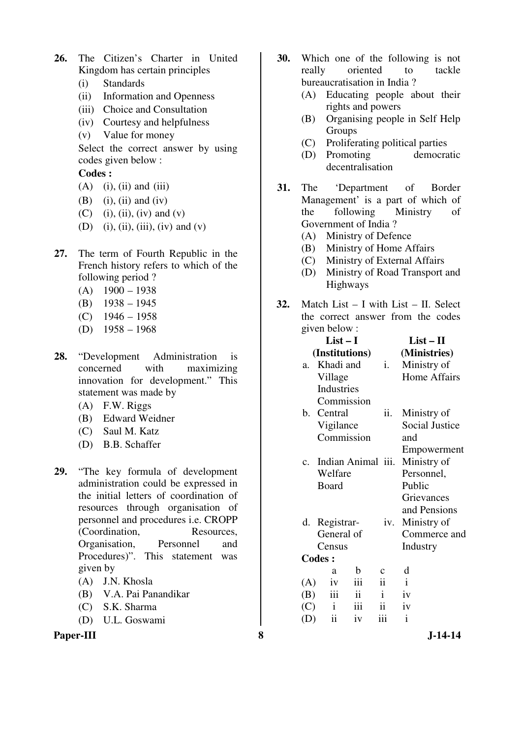**26.** The Citizen's Charter in United Kingdom has certain principles

(i) Standards
(ii) Information and Openness
(iii) Choice and Consultation
(iv) Courtesy and helpfulness
(v) Value for money

Select the correct answer by using codes given below :

**Codes :**

(A) (i), (ii) and (iii)
(B) (i), (ii) and (iv)
(C) (i), (ii), (iv) and (v)
(D) (i), (ii), (iii), (iv) and (v)

**27.** The term of Fourth Republic in the French history refers to which of the following period ?

(A) 1900 – 1938
(B) 1938 – 1945
(C) 1946 – 1958
(D) 1958 – 1968

**28.** "Development Administration is concerned with maximizing innovation for development." This statement was made by

(A) F.W. Riggs
(B) Edward Weidner
(C) Saul M. Katz
(D) B.B. Schaffer

**29.** "The key formula of development administration could be expressed in the initial letters of coordination of resources through organisation of personnel and procedures i.e. CROPP (Coordination, Resources, Organisation, Personnel and Procedures)". This statement was given by

(A) J.N. Khosla
(B) V.A. Pai Panandikar
(C) S.K. Sharma
(D) U.L. Goswami

**30.** Which one of the following is not really oriented to tackle bureaucratisation in India ?

(A) Educating people about their rights and powers
(B) Organising people in Self Help Groups
(C) Proliferating political parties
(D) Promoting democratic decentralisation

**31.** The 'Department of Border Management' is a part of which of the following Ministry of Government of India ?

(A) Ministry of Defence
(B) Ministry of Home Affairs
(C) Ministry of External Affairs
(D) Ministry of Road Transport and Highways

**32.** Match List – I with List – II. Select the correct answer from the codes given below :

| | List – I (Institutions) | | List – II (Ministries) |
|---|---|---|---|
| a. | Khadi and Village Industries Commission | i. | Ministry of Home Affairs |
| b. | Central Vigilance Commission | ii. | Ministry of Social Justice and Empowerment |
| c. | Indian Animal Welfare Board | iii. | Ministry of Personnel, Public Grievances and Pensions |
| d. | Registrar-General of Census | iv. | Ministry of Commerce and Industry |

**Codes :**

| | a | b | c | d |
|---|---|---|---|---|
| (A) | iv | iii | ii | i |
| (B) | iii | ii | i | iv |
| (C) | i | iii | ii | iv |
| (D) | ii | iv | iii | i |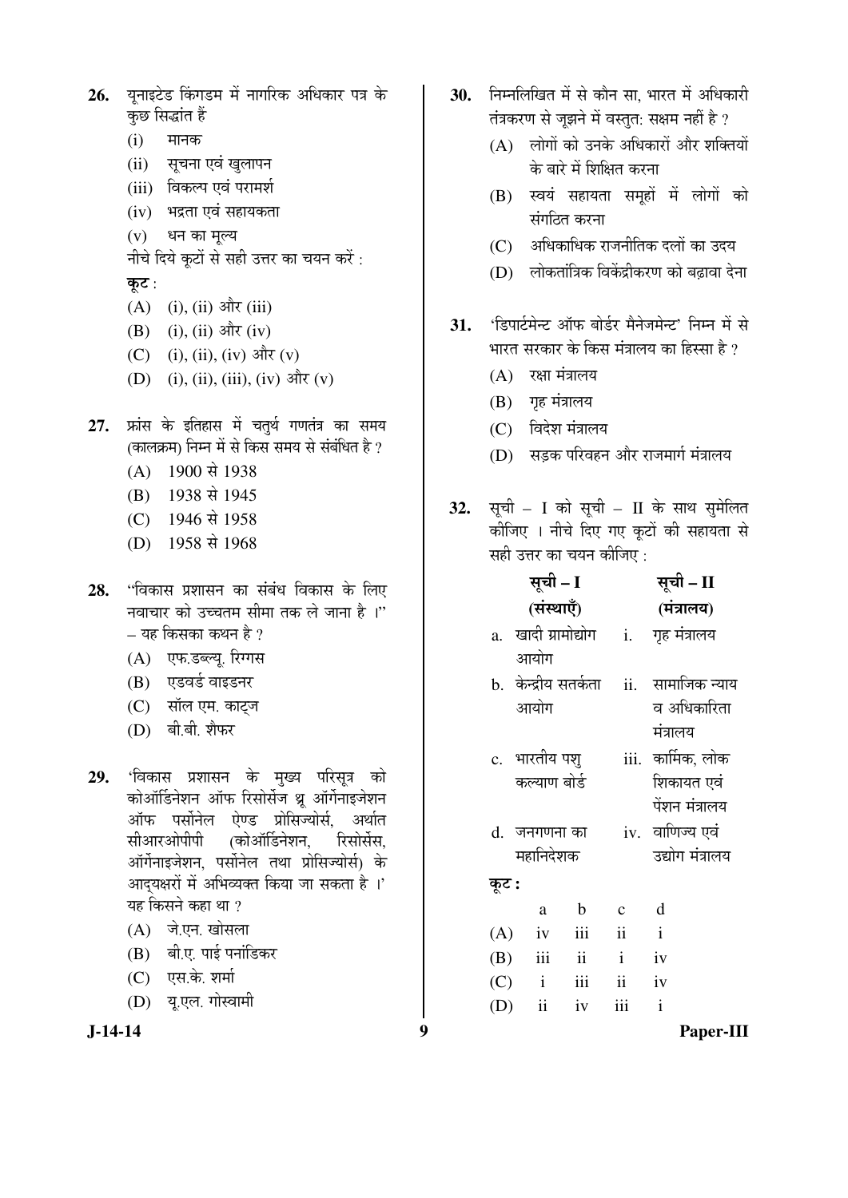26. यूनाइटेड किंगडम में नागरिक अधिकार पत्र के कुछ सिद्धांत हैं

(i) मानक

(ii) सूचना एवं खुलापन

(iii) विकल्प एवं परामर्श

(iv) भद्रता एवं सहायकता

(v) धन का मूल्य

नीचे दिये कूटों से सही उत्तर का चयन करें :

**कूट :**

(A) (i), (ii) और (iii)

(B) (i), (ii) और (iv)

(C) (i), (ii), (iv) और (v)

(D) (i), (ii), (iii), (iv) और (v)

27. फ्रांस के इतिहास में चतुर्थ गणतंत्र का समय (कालक्रम) निम्न में से किस समय से संबंधित है ?

(A) 1900 से 1938

(B) 1938 से 1945

(C) 1946 से 1958

(D) 1958 से 1968

28. "विकास प्रशासन का संबंध विकास के लिए नवाचार को उच्चतम सीमा तक ले जाना है ।" – यह किसका कथन है ?

(A) एफ.डब्ल्यू. रिग्गस

(B) एडवर्ड वाइडनर

(C) सॉल एम. काट्ज

(D) बी.बी. शैफर

29. 'विकास प्रशासन के मुख्य परिसूत्र को कोऑर्डिनेशन ऑफ रिसोर्सेज थ्रू ऑर्गेनाइजेशन ऑफ पर्सोनेल ऐण्ड प्रोसिज्योर्स, अर्थात सीआरओपीपी (कोऑर्डिनेशन, रिसोर्सेस, ऑर्गेनाइजेशन, पर्सोनेल तथा प्रोसिज्योर्स) के आद्यक्षरों में अभिव्यक्त किया जा सकता है ।' यह किसने कहा था ?

(A) जे.एन. खोसला

(B) बी.ए. पाई पनांडिकर

(C) एस.के. शर्मा

(D) यू.एल. गोस्वामी

30. निम्नलिखित में से कौन सा, भारत में अधिकारी तंत्रकरण से जूझने में वस्तुत: सक्षम नहीं है ?

(A) लोगों को उनके अधिकारों और शक्तियों के बारे में शिक्षित करना

(B) स्वयं सहायता समूहों में लोगों को संगठित करना

(C) अधिकाधिक राजनीतिक दलों का उदय

(D) लोकतांत्रिक विकेंद्रीकरण को बढ़ावा देना

31. 'डिपार्टमेन्ट ऑफ बोर्डर मैनेजमेन्ट' निम्न में से भारत सरकार के किस मंत्रालय का हिस्सा है ?

(A) रक्षा मंत्रालय

(B) गृह मंत्रालय

(C) विदेश मंत्रालय

(D) सड़क परिवहन और राजमार्ग मंत्रालय

32. सूची – I को सूची – II के साथ सुमेलित कीजिए । नीचे दिए गए कूटों की सहायता से सही उत्तर का चयन कीजिए :

| सूची – I (संस्थाएँ) | सूची – II (मंत्रालय) |
|---|---|
| a. खादी ग्रामोद्योग आयोग | i. गृह मंत्रालय |
| b. केन्द्रीय सतर्कता आयोग | ii. सामाजिक न्याय व अधिकारिता मंत्रालय |
| c. भारतीय पशु कल्याण बोर्ड | iii. कार्मिक, लोक शिकायत एवं पेंशन मंत्रालय |
| d. जनगणना का महानिदेशक | iv. वाणिज्य एवं उद्योग मंत्रालय |

**कूट :**

| | a | b | c | d |
|---|---|---|---|---|
| (A) | iv | iii | ii | i |
| (B) | iii | ii | i | iv |
| (C) | i | iii | ii | iv |
| (D) | ii | iv | iii | i |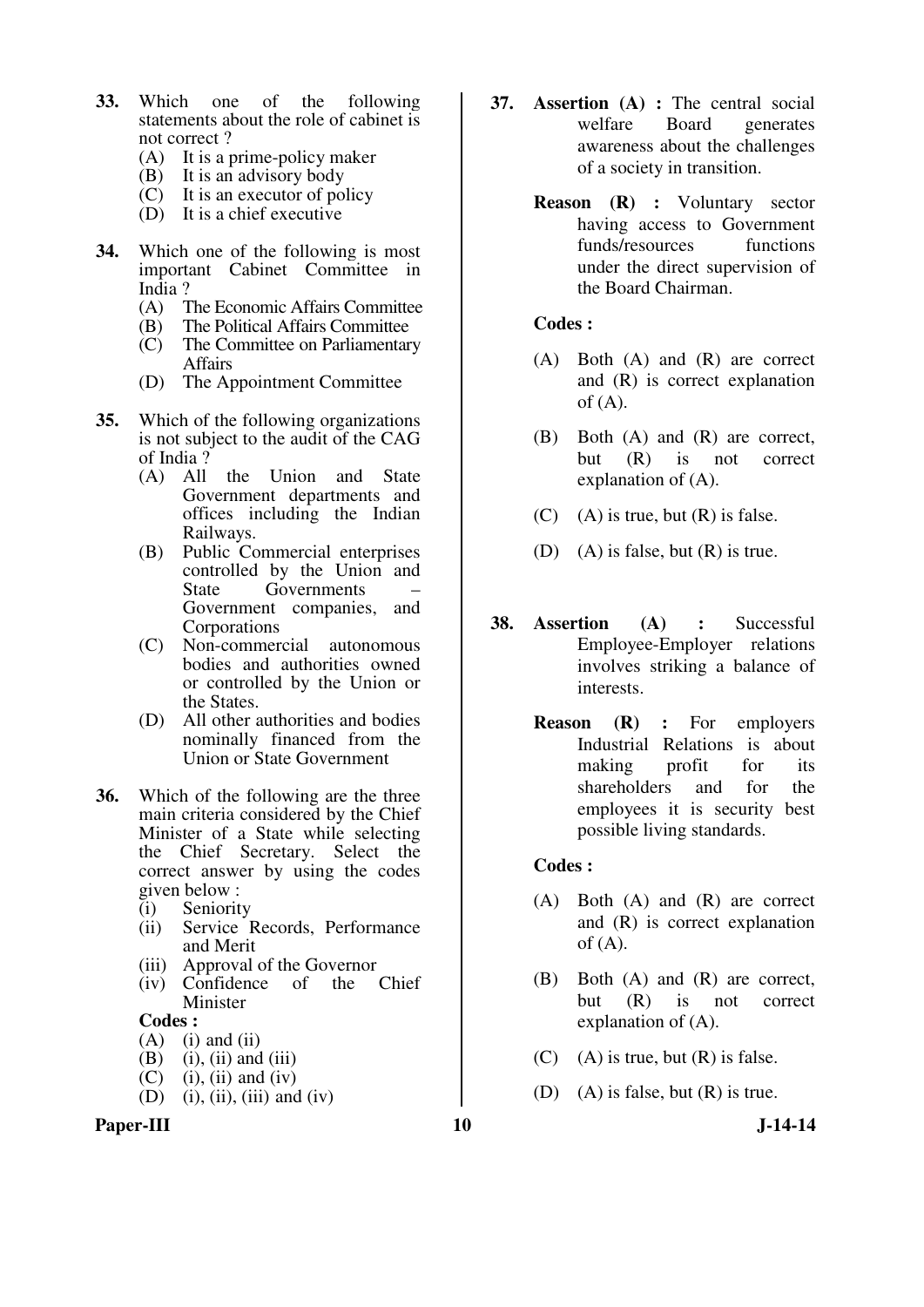**33.** Which one of the following statements about the role of cabinet is not correct ?

(A) It is a prime-policy maker
(B) It is an advisory body
(C) It is an executor of policy
(D) It is a chief executive

**34.** Which one of the following is most important Cabinet Committee in India ?

(A) The Economic Affairs Committee
(B) The Political Affairs Committee
(C) The Committee on Parliamentary Affairs
(D) The Appointment Committee

**35.** Which of the following organizations is not subject to the audit of the CAG of India ?

(A) All the Union and State Government departments and offices including the Indian Railways.
(B) Public Commercial enterprises controlled by the Union and State Governments – Government companies, and Corporations
(C) Non-commercial autonomous bodies and authorities owned or controlled by the Union or the States.
(D) All other authorities and bodies nominally financed from the Union or State Government

**36.** Which of the following are the three main criteria considered by the Chief Minister of a State while selecting the Chief Secretary. Select the correct answer by using the codes given below :

(i) Seniority
(ii) Service Records, Performance and Merit
(iii) Approval of the Governor
(iv) Confidence of the Chief Minister

**Codes :**

(A) (i) and (ii)
(B) (i), (ii) and (iii)
(C) (i), (ii) and (iv)
(D) (i), (ii), (iii) and (iv)

**37.** **Assertion (A) :** The central social welfare Board generates awareness about the challenges of a society in transition.

**Reason (R) :** Voluntary sector having access to Government funds/resources functions under the direct supervision of the Board Chairman.

**Codes :**

(A) Both (A) and (R) are correct and (R) is correct explanation of (A).
(B) Both (A) and (R) are correct, but (R) is not correct explanation of (A).
(C) (A) is true, but (R) is false.
(D) (A) is false, but (R) is true.

**38.** **Assertion (A) :** Successful Employee-Employer relations involves striking a balance of interests.

**Reason (R) :** For employers Industrial Relations is about making profit for its shareholders and for the employees it is security best possible living standards.

**Codes :**

(A) Both (A) and (R) are correct and (R) is correct explanation of (A).
(B) Both (A) and (R) are correct, but (R) is not correct explanation of (A).
(C) (A) is true, but (R) is false.
(D) (A) is false, but (R) is true.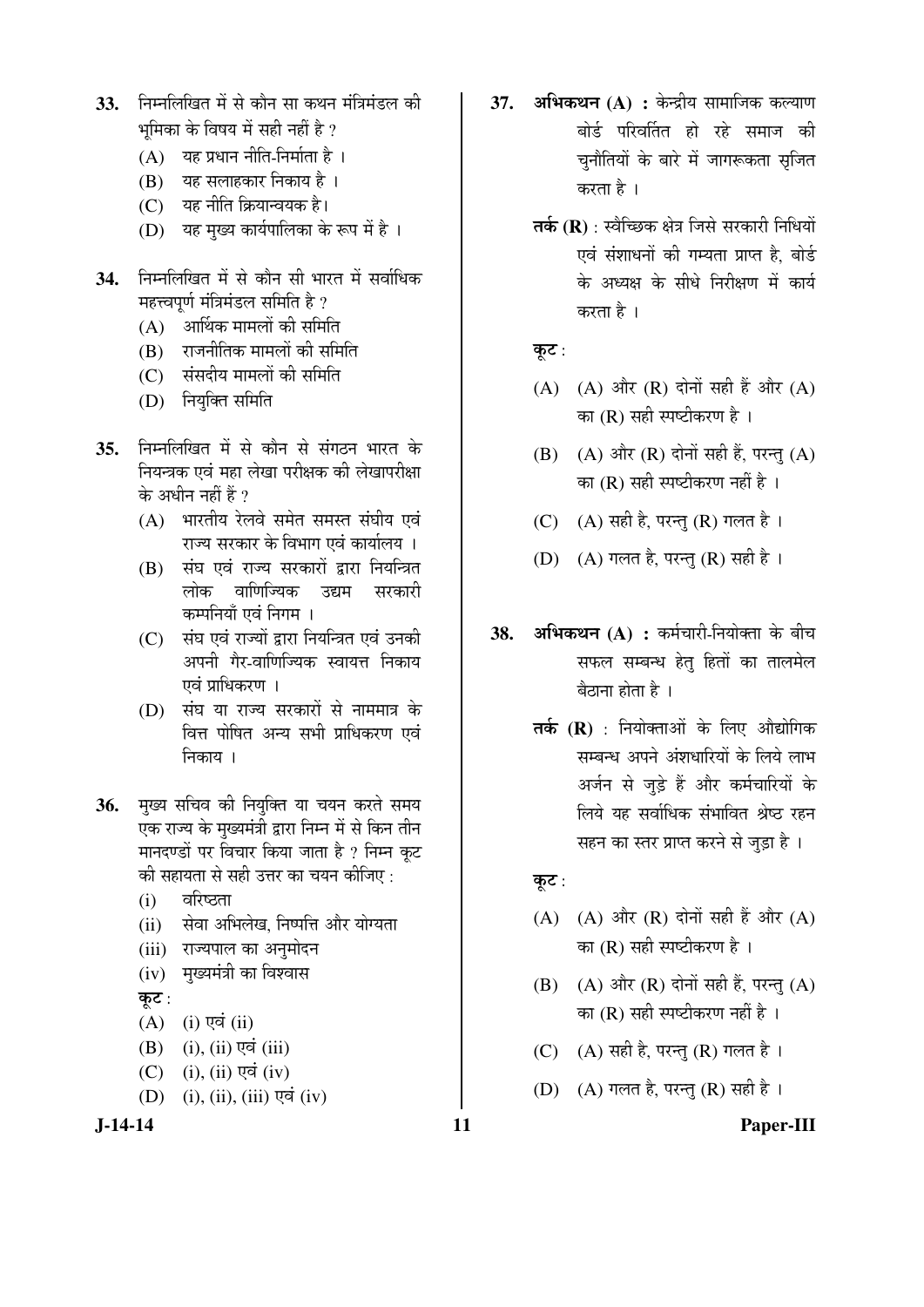33. निम्नलिखित में से कौन सा कथन मंत्रिमंडल की भूमिका के विषय में सही नहीं है ?
    (A) यह प्रधान नीति-निर्माता है ।
    (B) यह सलाहकार निकाय है ।
    (C) यह नीति क्रियान्वयक है।
    (D) यह मुख्य कार्यपालिका के रूप में है ।

34. निम्नलिखित में से कौन सी भारत में सर्वाधिक महत्त्वपूर्ण मंत्रिमंडल समिति है ?
    (A) आर्थिक मामलों की समिति
    (B) राजनीतिक मामलों की समिति
    (C) संसदीय मामलों की समिति
    (D) नियुक्ति समिति

35. निम्नलिखित में से कौन से संगठन भारत के नियन्त्रक एवं महा लेखा परीक्षक की लेखापरीक्षा के अधीन नहीं हैं ?
    (A) भारतीय रेलवे समेत समस्त संघीय एवं राज्य सरकार के विभाग एवं कार्यालय ।
    (B) संघ एवं राज्य सरकारों द्वारा नियन्त्रित लोक वाणिज्यिक उद्यम सरकारी कम्पनियाँ एवं निगम ।
    (C) संघ एवं राज्यों द्वारा नियन्त्रित एवं उनकी अपनी गैर-वाणिज्यिक स्वायत्त निकाय एवं प्राधिकरण ।
    (D) संघ या राज्य सरकारों से नाममात्र के वित्त पोषित अन्य सभी प्राधिकरण एवं निकाय ।

36. मुख्य सचिव की नियुक्ति या चयन करते समय एक राज्य के मुख्यमंत्री द्वारा निम्न में से किन तीन मानदण्डों पर विचार किया जाता है ? निम्न कूट की सहायता से सही उत्तर का चयन कीजिए :
    (i) वरिष्ठता
    (ii) सेवा अभिलेख, निष्पत्ति और योग्यता
    (iii) राज्यपाल का अनुमोदन
    (iv) मुख्यमंत्री का विश्वास

    **कूट** :
    (A) (i) एवं (ii)
    (B) (i), (ii) एवं (iii)
    (C) (i), (ii) एवं (iv)
    (D) (i), (ii), (iii) एवं (iv)

37. **अभिकथन (A) :** केन्द्रीय सामाजिक कल्याण बोर्ड परिवर्तित हो रहे समाज की चुनौतियों के बारे में जागरूकता सृजित करता है ।

    **तर्क (R)** : स्वैच्छिक क्षेत्र जिसे सरकारी निधियों एवं संशाधनों की गम्यता प्राप्त है, बोर्ड के अध्यक्ष के सीधे निरीक्षण में कार्य करता है ।

    **कूट** :
    (A) (A) और (R) दोनों सही हैं और (A) का (R) सही स्पष्टीकरण है ।
    (B) (A) और (R) दोनों सही हैं, परन्तु (A) का (R) सही स्पष्टीकरण नहीं है ।
    (C) (A) सही है, परन्तु (R) गलत है ।
    (D) (A) गलत है, परन्तु (R) सही है ।

38. **अभिकथन (A) :** कर्मचारी-नियोक्ता के बीच सफल सम्बन्ध हेतु हितों का तालमेल बैठाना होता है ।

    **तर्क (R)** : नियोक्ताओं के लिए औद्योगिक सम्बन्ध अपने अंशधारियों के लिये लाभ अर्जन से जुड़े हैं और कर्मचारियों के लिये यह सर्वाधिक संभावित श्रेष्ठ रहन सहन का स्तर प्राप्त करने से जुड़ा है ।

    **कूट** :
    (A) (A) और (R) दोनों सही हैं और (A) का (R) सही स्पष्टीकरण है ।
    (B) (A) और (R) दोनों सही हैं, परन्तु (A) का (R) सही स्पष्टीकरण नहीं है ।
    (C) (A) सही है, परन्तु (R) गलत है ।
    (D) (A) गलत है, परन्तु (R) सही है ।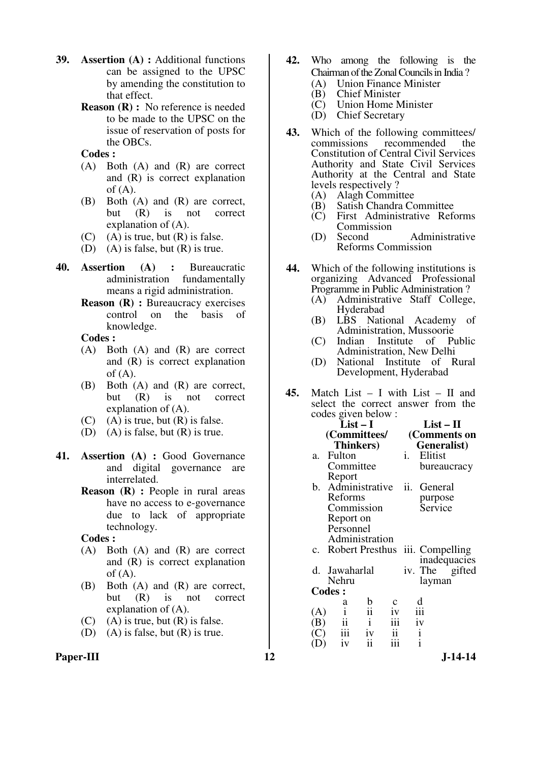**39.** **Assertion (A) :** Additional functions can be assigned to the UPSC by amending the constitution to that effect.

**Reason (R) :** No reference is needed to be made to the UPSC on the issue of reservation of posts for the OBCs.

**Codes :**

(A) Both (A) and (R) are correct and (R) is correct explanation of (A).

(B) Both (A) and (R) are correct, but (R) is not correct explanation of (A).

(C) (A) is true, but (R) is false.

(D) (A) is false, but (R) is true.

**40.** **Assertion (A) :** Bureaucratic administration fundamentally means a rigid administration.

**Reason (R) :** Bureaucracy exercises control on the basis of knowledge.

**Codes :**

(A) Both (A) and (R) are correct and (R) is correct explanation of (A).

(B) Both (A) and (R) are correct, but (R) is not correct explanation of (A).

(C) (A) is true, but (R) is false.

(D) (A) is false, but (R) is true.

**41.** **Assertion (A) :** Good Governance and digital governance are interrelated.

**Reason (R) :** People in rural areas have no access to e-governance due to lack of appropriate technology.

**Codes :**

(A) Both (A) and (R) are correct and (R) is correct explanation of (A).

(B) Both (A) and (R) are correct, but (R) is not correct explanation of (A).

(C) (A) is true, but (R) is false.

(D) (A) is false, but (R) is true.

**42.** Who among the following is the Chairman of the Zonal Councils in India ?

(A) Union Finance Minister

(B) Chief Minister

(C) Union Home Minister

(D) Chief Secretary

**43.** Which of the following committees/commissions recommended the Constitution of Central Civil Services Authority and State Civil Services Authority at the Central and State levels respectively ?

(A) Alagh Committee

(B) Satish Chandra Committee

(C) First Administrative Reforms Commission

(D) Second Administrative Reforms Commission

**44.** Which of the following institutions is organizing Advanced Professional Programme in Public Administration ?

(A) Administrative Staff College, Hyderabad

(B) LBS National Academy of Administration, Mussoorie

(C) Indian Institute of Public Administration, New Delhi

(D) National Institute of Rural Development, Hyderabad

**45.** Match List – I with List – II and select the correct answer from the codes given below :

| List – I (Committees/ Thinkers) | List – II (Comments on Generalist) |
|---|---|
| a. Fulton Committee Report | i. Elitist bureaucracy |
| b. Administrative Reforms Commission Report on Personnel Administration | ii. General purpose Service |
| c. Robert Presthus | iii. Compelling inadequacies |
| d. Jawaharlal Nehru | iv. The gifted layman |

**Codes :**

| | a | b | c | d |
|---|---|---|---|---|
| (A) | i | ii | iv | iii |
| (B) | ii | i | iii | iv |
| (C) | iii | iv | ii | i |
| (D) | iv | ii | iii | i |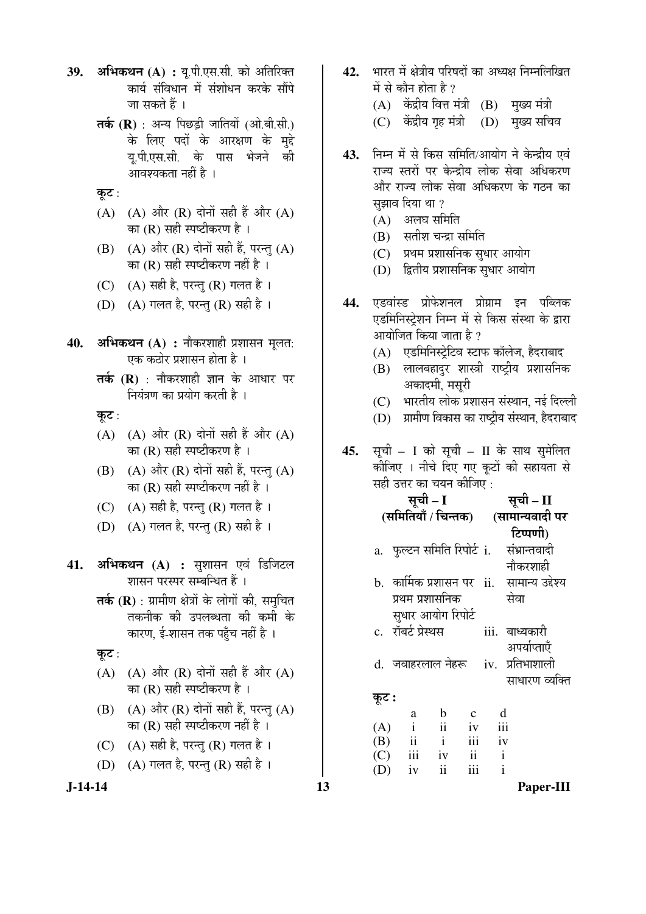**39.** **अभिकथन (A) :** यू.पी.एस.सी. को अतिरिक्त कार्य संविधान में संशोधन करके सौंपे जा सकते हैं ।

**तर्क (R)** : अन्य पिछड़ी जातियों (ओ.बी.सी.) के लिए पदों के आरक्षण के मुद्दे यू.पी.एस.सी. के पास भेजने की आवश्यकता नहीं है ।

**कूट** :

(A) (A) और (R) दोनों सही हैं और (A) का (R) सही स्पष्टीकरण है ।

(B) (A) और (R) दोनों सही हैं, परन्तु (A) का (R) सही स्पष्टीकरण नहीं है ।

(C) (A) सही है, परन्तु (R) गलत है ।

(D) (A) गलत है, परन्तु (R) सही है ।

**40.** **अभिकथन (A) :** नौकरशाही प्रशासन मूलतः एक कठोर प्रशासन होता है ।

**तर्क (R)** : नौकरशाही ज्ञान के आधार पर नियंत्रण का प्रयोग करती है ।

**कूट** :

(A) (A) और (R) दोनों सही हैं और (A) का (R) सही स्पष्टीकरण है ।

(B) (A) और (R) दोनों सही हैं, परन्तु (A) का (R) सही स्पष्टीकरण नहीं है ।

(C) (A) सही है, परन्तु (R) गलत है ।

(D) (A) गलत है, परन्तु (R) सही है ।

**41.** **अभिकथन (A) :** सुशासन एवं डिजिटल शासन परस्पर सम्बन्धित हैं ।

**तर्क (R)** : ग्रामीण क्षेत्रों के लोगों की, समुचित तकनीक की उपलब्धता की कमी के कारण, ई-शासन तक पहुँच नहीं है ।

**कूट** :

(A) (A) और (R) दोनों सही हैं और (A) का (R) सही स्पष्टीकरण है ।

(B) (A) और (R) दोनों सही हैं, परन्तु (A) का (R) सही स्पष्टीकरण नहीं है ।

(C) (A) सही है, परन्तु (R) गलत है ।

(D) (A) गलत है, परन्तु (R) सही है ।

**42.** भारत में क्षेत्रीय परिषदों का अध्यक्ष निम्नलिखित में से कौन होता है ?

(A) केंद्रीय वित्त मंत्री (B) मुख्य मंत्री

(C) केंद्रीय गृह मंत्री (D) मुख्य सचिव

**43.** निम्न में से किस समिति/आयोग ने केन्द्रीय एवं राज्य स्तरों पर केन्द्रीय लोक सेवा अधिकरण और राज्य लोक सेवा अधिकरण के गठन का सुझाव दिया था ?

(A) अलघ समिति

(B) सतीश चन्द्रा समिति

(C) प्रथम प्रशासनिक सुधार आयोग

(D) द्वितीय प्रशासनिक सुधार आयोग

**44.** एडवांस्ड प्रोफेशनल प्रोग्राम इन पब्लिक एडमिनिस्ट्रेशन निम्न में से किस संस्था के द्वारा आयोजित किया जाता है ?

(A) एडमिनिस्ट्रेटिव स्टाफ कॉलेज, हैदराबाद

(B) लालबहादुर शास्त्री राष्ट्रीय प्रशासनिक अकादमी, मसूरी

(C) भारतीय लोक प्रशासन संस्थान, नई दिल्ली

(D) ग्रामीण विकास का राष्ट्रीय संस्थान, हैदराबाद

**45.** सूची – I को सूची – II के साथ सुमेलित कीजिए । नीचे दिए गए कूटों की सहायता से सही उत्तर का चयन कीजिए :

| | सूची – I (समितियाँ / चिन्तक) | | सूची – II (सामान्यवादी पर टिप्पणी) |
|---|---|---|---|
| a. | फुल्टन समिति रिपोर्ट | i. | संभ्रान्तवादी नौकरशाही |
| b. | कार्मिक प्रशासन पर प्रथम प्रशासनिक सुधार आयोग रिपोर्ट | ii. | सामान्य उद्देश्य सेवा |
| c. | रॉबर्ट प्रेस्थस | iii. | बाध्यकारी अपर्याप्ताएँ |
| d. | जवाहरलाल नेहरू | iv. | प्रतिभाशाली साधारण व्यक्ति |

**कूट :**

| | a | b | c | d |
|---|---|---|---|---|
| (A) | i | ii | iv | iii |
| (B) | ii | i | iii | iv |
| (C) | iii | iv | ii | i |
| (D) | iv | ii | iii | i |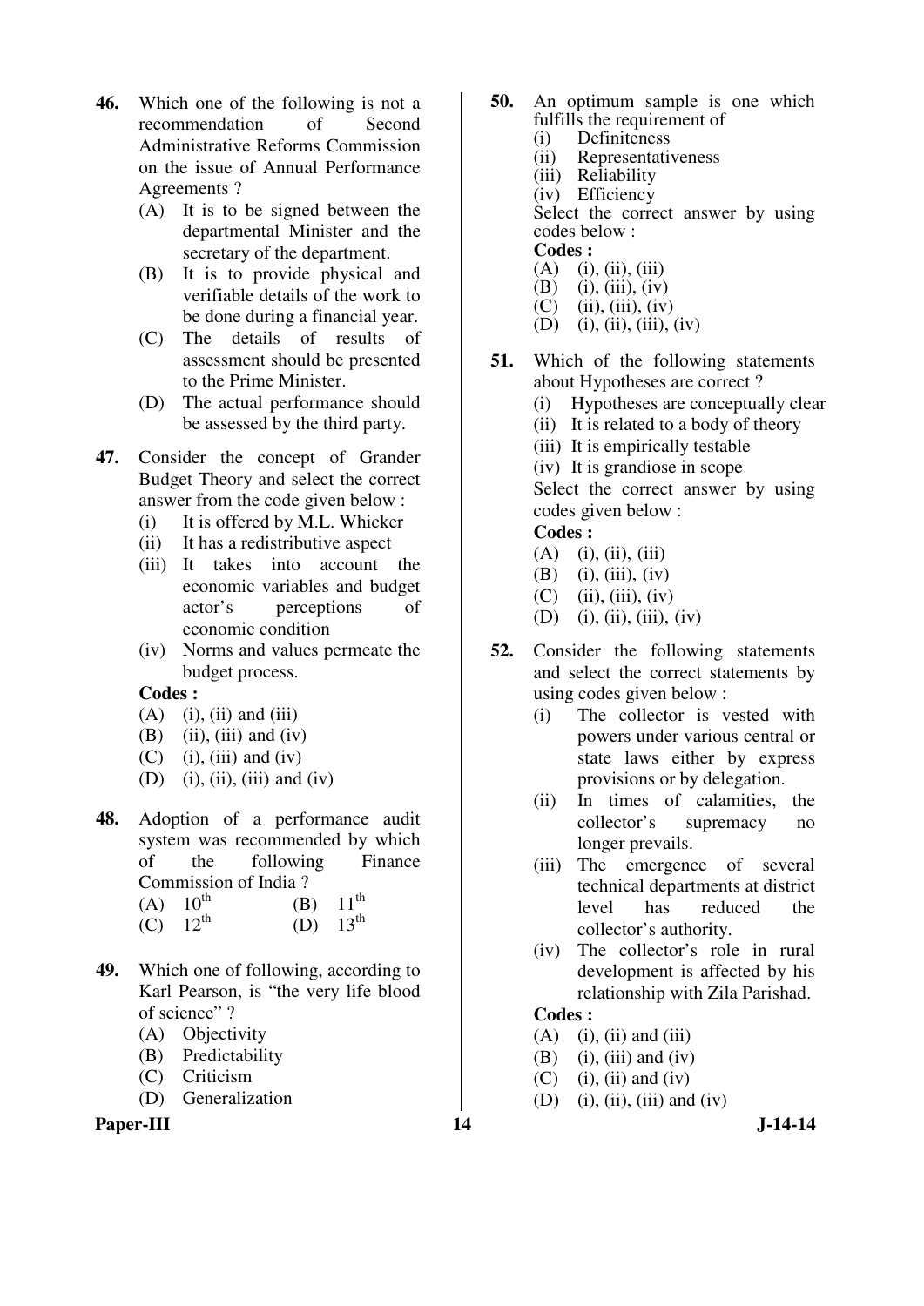46. Which one of the following is not a recommendation of Second Administrative Reforms Commission on the issue of Annual Performance Agreements ?
   (A) It is to be signed between the departmental Minister and the secretary of the department.
   (B) It is to provide physical and verifiable details of the work to be done during a financial year.
   (C) The details of results of assessment should be presented to the Prime Minister.
   (D) The actual performance should be assessed by the third party.

47. Consider the concept of Grander Budget Theory and select the correct answer from the code given below :
   (i) It is offered by M.L. Whicker
   (ii) It has a redistributive aspect
   (iii) It takes into account the economic variables and budget actor's perceptions of economic condition
   (iv) Norms and values permeate the budget process.

   **Codes :**
   (A) (i), (ii) and (iii)
   (B) (ii), (iii) and (iv)
   (C) (i), (iii) and (iv)
   (D) (i), (ii), (iii) and (iv)

48. Adoption of a performance audit system was recommended by which of the following Finance Commission of India ?
   (A) $10^{th}$ (B) $11^{th}$
   (C) $12^{th}$ (D) $13^{th}$

49. Which one of following, according to Karl Pearson, is "the very life blood of science" ?
   (A) Objectivity
   (B) Predictability
   (C) Criticism
   (D) Generalization

50. An optimum sample is one which fulfills the requirement of
   (i) Definiteness
   (ii) Representativeness
   (iii) Reliability
   (iv) Efficiency

   Select the correct answer by using codes below :

   **Codes :**
   (A) (i), (ii), (iii)
   (B) (i), (iii), (iv)
   (C) (ii), (iii), (iv)
   (D) (i), (ii), (iii), (iv)

51. Which of the following statements about Hypotheses are correct ?
   (i) Hypotheses are conceptually clear
   (ii) It is related to a body of theory
   (iii) It is empirically testable
   (iv) It is grandiose in scope

   Select the correct answer by using codes given below :

   **Codes :**
   (A) (i), (ii), (iii)
   (B) (i), (iii), (iv)
   (C) (ii), (iii), (iv)
   (D) (i), (ii), (iii), (iv)

52. Consider the following statements and select the correct statements by using codes given below :
   (i) The collector is vested with powers under various central or state laws either by express provisions or by delegation.
   (ii) In times of calamities, the collector's supremacy no longer prevails.
   (iii) The emergence of several technical departments at district level has reduced the collector's authority.
   (iv) The collector's role in rural development is affected by his relationship with Zila Parishad.

   **Codes :**
   (A) (i), (ii) and (iii)
   (B) (i), (iii) and (iv)
   (C) (i), (ii) and (iv)
   (D) (i), (ii), (iii) and (iv)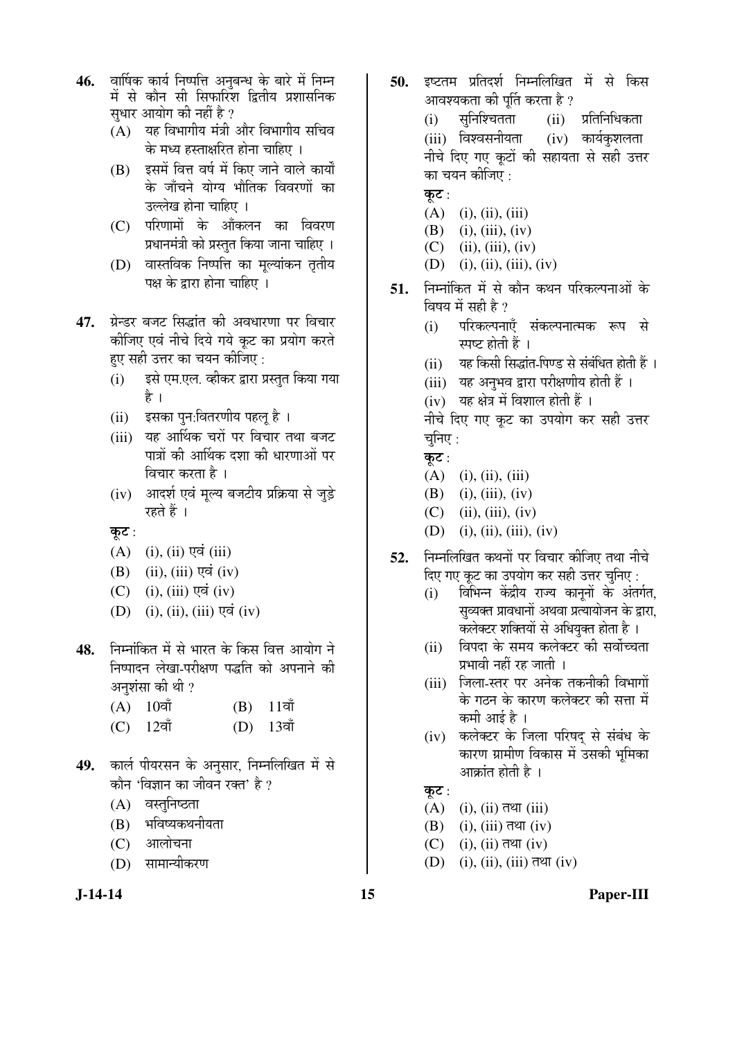46. वार्षिक कार्य निष्पत्ति अनुबन्ध के बारे में निम्न में से कौन सी सिफारिश द्वितीय प्रशासनिक सुधार आयोग की नहीं है ?
   (A) यह विभागीय मंत्री और विभागीय सचिव के मध्य हस्ताक्षरित होना चाहिए ।
   (B) इसमें वित्त वर्ष में किए जाने वाले कार्यों के जाँचने योग्य भौतिक विवरणों का उल्लेख होना चाहिए ।
   (C) परिणामों के आँकलन का विवरण प्रधानमंत्री को प्रस्तुत किया जाना चाहिए ।
   (D) वास्तविक निष्पत्ति का मूल्यांकन तृतीय पक्ष के द्वारा होना चाहिए ।

47. ग्रेन्डर बजट सिद्धांत की अवधारणा पर विचार कीजिए एवं नीचे दिये गये कूट का प्रयोग करते हुए सही उत्तर का चयन कीजिए :
   (i) इसे एम.एल. व्हीकर द्वारा प्रस्तुत किया गया है ।
   (ii) इसका पुन:वितरणीय पहलू है ।
   (iii) यह आर्थिक चरों पर विचार तथा बजट पात्रों की आर्थिक दशा की धारणाओं पर विचार करता है ।
   (iv) आदर्श एवं मूल्य बजटीय प्रक्रिया से जुड़े रहते हैं ।

   **कूट :**
   (A) (i), (ii) एवं (iii)
   (B) (ii), (iii) एवं (iv)
   (C) (i), (iii) एवं (iv)
   (D) (i), (ii), (iii) एवं (iv)

48. निम्नांकित में से भारत के किस वित्त आयोग ने निष्पादन लेखा-परीक्षण पद्धति को अपनाने की अनुशंसा की थी ?
   (A) 10वाँ
   (B) 11वाँ
   (C) 12वाँ
   (D) 13वाँ

49. कार्ल पीयरसन के अनुसार, निम्नलिखित में से कौन 'विज्ञान का जीवन रक्त' है ?
   (A) वस्तुनिष्ठता
   (B) भविष्यकथनीयता
   (C) आलोचना
   (D) सामान्यीकरण

50. इष्टतम प्रतिदर्श निम्नलिखित में से किस आवश्यकता की पूर्ति करता है ?
   (i) सुनिश्चितता
   (ii) प्रतिनिधिकता
   (iii) विश्वसनीयता
   (iv) कार्यकुशलता

   नीचे दिए गए कूटों की सहायता से सही उत्तर का चयन कीजिए :

   **कूट :**
   (A) (i), (ii), (iii)
   (B) (i), (iii), (iv)
   (C) (ii), (iii), (iv)
   (D) (i), (ii), (iii), (iv)

51. निम्नांकित में से कौन कथन परिकल्पनाओं के विषय में सही है ?
   (i) परिकल्पनाएँ संकल्पनात्मक रूप से स्पष्ट होती हैं ।
   (ii) यह किसी सिद्धांत-पिण्ड से संबंधित होती हैं ।
   (iii) यह अनुभव द्वारा परीक्षणीय होती हैं ।
   (iv) यह क्षेत्र में विशाल होती हैं ।

   नीचे दिए गए कूट का उपयोग कर सही उत्तर चुनिए :

   **कूट :**
   (A) (i), (ii), (iii)
   (B) (i), (iii), (iv)
   (C) (ii), (iii), (iv)
   (D) (i), (ii), (iii), (iv)

52. निम्नलिखित कथनों पर विचार कीजिए तथा नीचे दिए गए कूट का उपयोग कर सही उत्तर चुनिए :
   (i) विभिन्न केंद्रीय राज्य कानूनों के अंतर्गत, सुव्यक्त प्रावधानों अथवा प्रत्यायोजन के द्वारा, कलेक्टर शक्तियों से अधियुक्त होता है ।
   (ii) विपदा के समय कलेक्टर की सर्वोच्चता प्रभावी नहीं रह जाती ।
   (iii) जिला-स्तर पर अनेक तकनीकी विभागों के गठन के कारण कलेक्टर की सत्ता में कमी आई है ।
   (iv) कलेक्टर के जिला परिषद् से संबंध के कारण ग्रामीण विकास में उसकी भूमिका आक्रांत होती है ।

   **कूट :**
   (A) (i), (ii) तथा (iii)
   (B) (i), (iii) तथा (iv)
   (C) (i), (ii) तथा (iv)
   (D) (i), (ii), (iii) तथा (iv)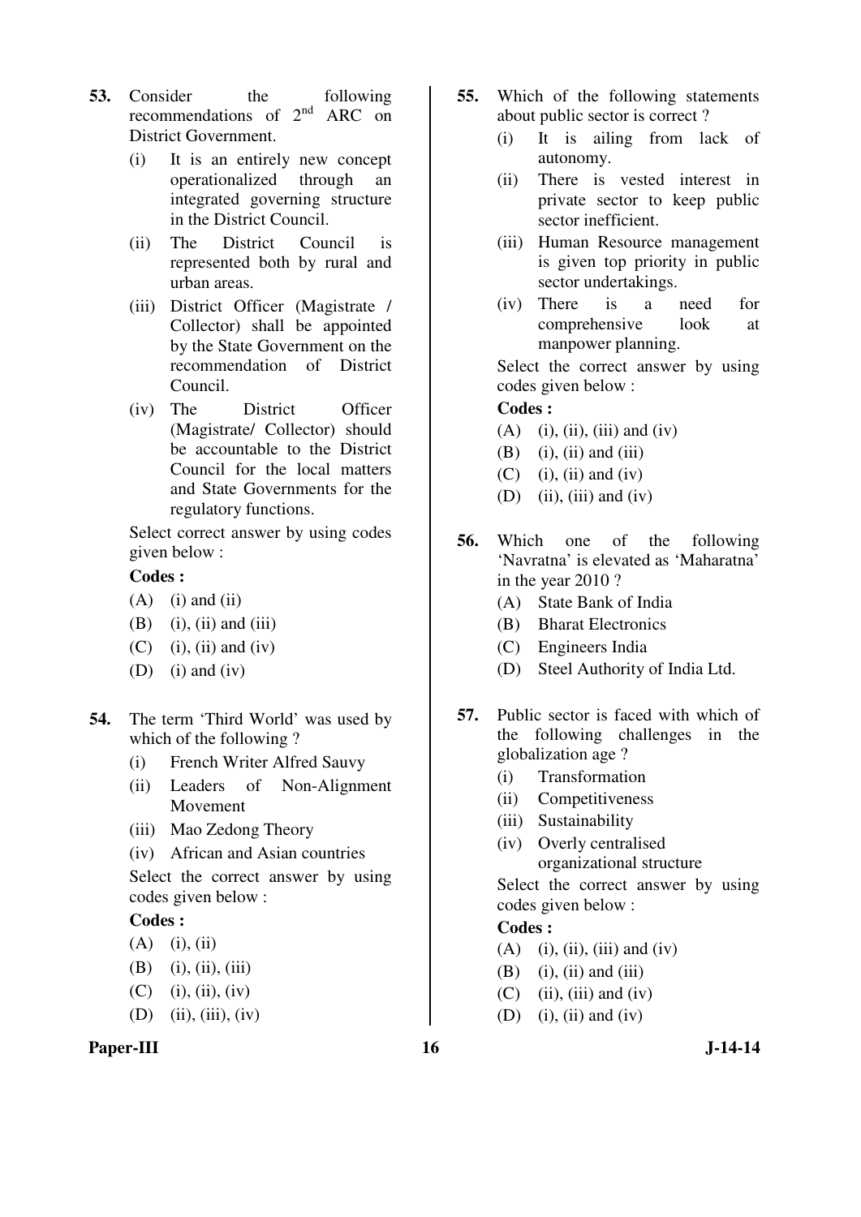**53.** Consider the following recommendations of 2nd ARC on District Government.

(i) It is an entirely new concept operationalized through an integrated governing structure in the District Council.

(ii) The District Council is represented both by rural and urban areas.

(iii) District Officer (Magistrate / Collector) shall be appointed by the State Government on the recommendation of District Council.

(iv) The District Officer (Magistrate/ Collector) should be accountable to the District Council for the local matters and State Governments for the regulatory functions.

Select correct answer by using codes given below :

**Codes :**

(A) (i) and (ii)

(B) (i), (ii) and (iii)

(C) (i), (ii) and (iv)

(D) (i) and (iv)

**54.** The term 'Third World' was used by which of the following ?

(i) French Writer Alfred Sauvy

(ii) Leaders of Non-Alignment Movement

(iii) Mao Zedong Theory

(iv) African and Asian countries

Select the correct answer by using codes given below :

**Codes :**

(A) (i), (ii)

(B) (i), (ii), (iii)

(C) (i), (ii), (iv)

(D) (ii), (iii), (iv)

**55.** Which of the following statements about public sector is correct ?

(i) It is ailing from lack of autonomy.

(ii) There is vested interest in private sector to keep public sector inefficient.

(iii) Human Resource management is given top priority in public sector undertakings.

(iv) There is a need for comprehensive look at manpower planning.

Select the correct answer by using codes given below :

**Codes :**

(A) (i), (ii), (iii) and (iv)

(B) (i), (ii) and (iii)

(C) (i), (ii) and (iv)

(D) (ii), (iii) and (iv)

**56.** Which one of the following 'Navratna' is elevated as 'Maharatna' in the year 2010 ?

(A) State Bank of India

(B) Bharat Electronics

(C) Engineers India

(D) Steel Authority of India Ltd.

**57.** Public sector is faced with which of the following challenges in the globalization age ?

(i) Transformation

(ii) Competitiveness

(iii) Sustainability

(iv) Overly centralised organizational structure

Select the correct answer by using codes given below :

**Codes :**

(A) (i), (ii), (iii) and (iv)

(B) (i), (ii) and (iii)

(C) (ii), (iii) and (iv)

(D) (i), (ii) and (iv)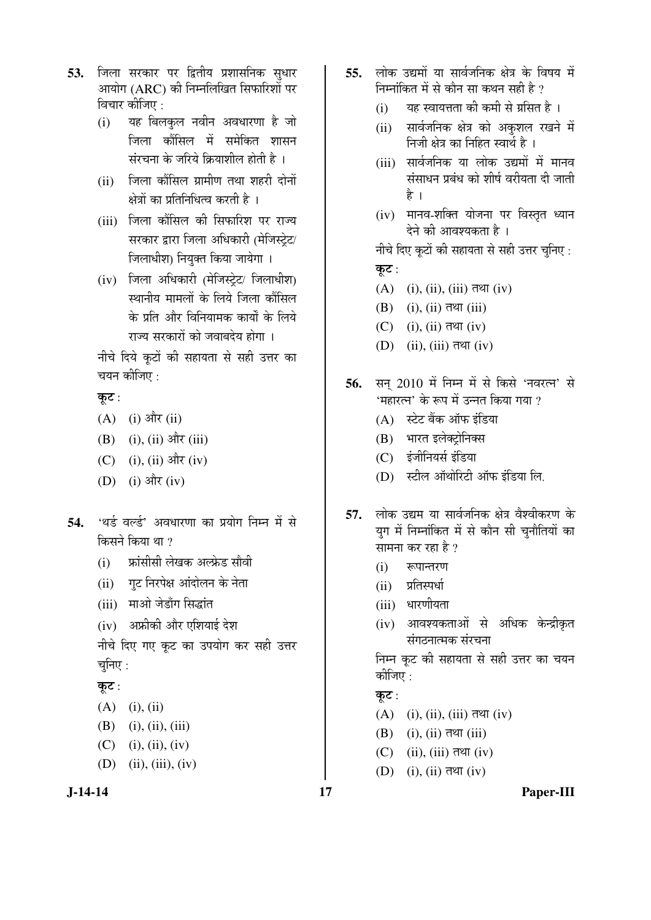53. जिला सरकार पर द्वितीय प्रशासनिक सुधार आयोग (ARC) की निम्नलिखित सिफारिशों पर विचार कीजिए :

   (i) यह बिलकुल नवीन अवधारणा है जो जिला कौंसिल में समेकित शासन संरचना के जरिये क्रियाशील होती है ।

   (ii) जिला कौंसिल ग्रामीण तथा शहरी दोनों क्षेत्रों का प्रतिनिधित्व करती है ।

   (iii) जिला कौंसिल की सिफारिश पर राज्य सरकार द्वारा जिला अधिकारी (मेजिस्ट्रेट/ जिलाधीश) नियुक्त किया जायेगा ।

   (iv) जिला अधिकारी (मेजिस्ट्रेट/ जिलाधीश) स्थानीय मामलों के लिये जिला कौंसिल के प्रति और विनियामक कार्यों के लिये राज्य सरकारों को जवाबदेय होगा ।

   नीचे दिये कूटों की सहायता से सही उत्तर का चयन कीजिए :

   **कूट :**

   (A) (i) और (ii)

   (B) (i), (ii) और (iii)

   (C) (i), (ii) और (iv)

   (D) (i) और (iv)

54. 'थर्ड वर्ल्ड' अवधारणा का प्रयोग निम्न में से किसने किया था ?

   (i) फ्रांसीसी लेखक अल्फ्रेड सौवी

   (ii) गुट निरपेक्ष आंदोलन के नेता

   (iii) माओ जेडाँग सिद्धांत

   (iv) अफ्रीकी और एशियाई देश

   नीचे दिए गए कूट का उपयोग कर सही उत्तर चुनिए :

   **कूट :**

   (A) (i), (ii)

   (B) (i), (ii), (iii)

   (C) (i), (ii), (iv)

   (D) (ii), (iii), (iv)

55. लोक उद्यमों या सार्वजनिक क्षेत्र के विषय में निम्नांकित में से कौन सा कथन सही है ?

   (i) यह स्वायत्तता की कमी से ग्रसित है ।

   (ii) सार्वजनिक क्षेत्र को अकुशल रखने में निजी क्षेत्र का निहित स्वार्थ है ।

   (iii) सार्वजनिक या लोक उद्यमों में मानव संसाधन प्रबंध को शीर्ष वरीयता दी जाती है ।

   (iv) मानव-शक्ति योजना पर विस्तृत ध्यान देने की आवश्यकता है ।

   नीचे दिए कूटों की सहायता से सही उत्तर चुनिए :

   **कूट :**

   (A) (i), (ii), (iii) तथा (iv)

   (B) (i), (ii) तथा (iii)

   (C) (i), (ii) तथा (iv)

   (D) (ii), (iii) तथा (iv)

56. सन् 2010 में निम्न में से किसे 'नवरत्न' से 'महारत्न' के रूप में उन्नत किया गया ?

   (A) स्टेट बैंक ऑफ इंडिया

   (B) भारत इलेक्ट्रोनिक्स

   (C) इंजीनियर्स इंडिया

   (D) स्टील ऑथोरिटी ऑफ इंडिया लि.

57. लोक उद्यम या सार्वजनिक क्षेत्र वैश्वीकरण के युग में निम्नांकित में से कौन सी चुनौतियों का सामना कर रहा है ?

   (i) रूपान्तरण

   (ii) प्रतिस्पर्धा

   (iii) धारणीयता

   (iv) आवश्यकताओं से अधिक केन्द्रीकृत संगठनात्मक संरचना

   निम्न कूट की सहायता से सही उत्तर का चयन कीजिए :

   **कूट :**

   (A) (i), (ii), (iii) तथा (iv)

   (B) (i), (ii) तथा (iii)

   (C) (ii), (iii) तथा (iv)

   (D) (i), (ii) तथा (iv)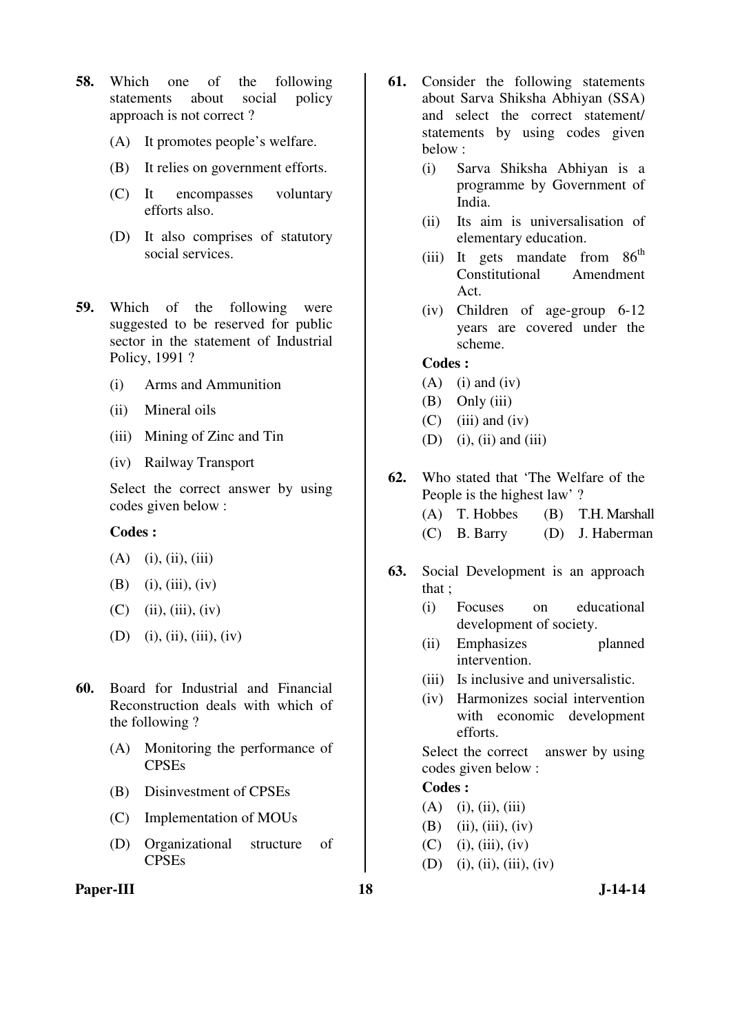58. Which one of the following statements about social policy approach is not correct ?

    (A) It promotes people's welfare.

    (B) It relies on government efforts.

    (C) It encompasses voluntary efforts also.

    (D) It also comprises of statutory social services.

59. Which of the following were suggested to be reserved for public sector in the statement of Industrial Policy, 1991 ?

    (i) Arms and Ammunition

    (ii) Mineral oils

    (iii) Mining of Zinc and Tin

    (iv) Railway Transport

    Select the correct answer by using codes given below :

    **Codes :**

    (A) (i), (ii), (iii)

    (B) (i), (iii), (iv)

    (C) (ii), (iii), (iv)

    (D) (i), (ii), (iii), (iv)

60. Board for Industrial and Financial Reconstruction deals with which of the following ?

    (A) Monitoring the performance of CPSEs

    (B) Disinvestment of CPSEs

    (C) Implementation of MOUs

    (D) Organizational structure of CPSEs

61. Consider the following statements about Sarva Shiksha Abhiyan (SSA) and select the correct statement/statements by using codes given below :

    (i) Sarva Shiksha Abhiyan is a programme by Government of India.

    (ii) Its aim is universalisation of elementary education.

    (iii) It gets mandate from 86$^{th}$ Constitutional Amendment Act.

    (iv) Children of age-group 6-12 years are covered under the scheme.

    **Codes :**

    (A) (i) and (iv)

    (B) Only (iii)

    (C) (iii) and (iv)

    (D) (i), (ii) and (iii)

62. Who stated that 'The Welfare of the People is the highest law' ?

    (A) T. Hobbes (B) T.H. Marshall

    (C) B. Barry (D) J. Haberman

63. Social Development is an approach that ;

    (i) Focuses on educational development of society.

    (ii) Emphasizes planned intervention.

    (iii) Is inclusive and universalistic.

    (iv) Harmonizes social intervention with economic development efforts.

    Select the correct answer by using codes given below :

    **Codes :**

    (A) (i), (ii), (iii)

    (B) (ii), (iii), (iv)

    (C) (i), (iii), (iv)

    (D) (i), (ii), (iii), (iv)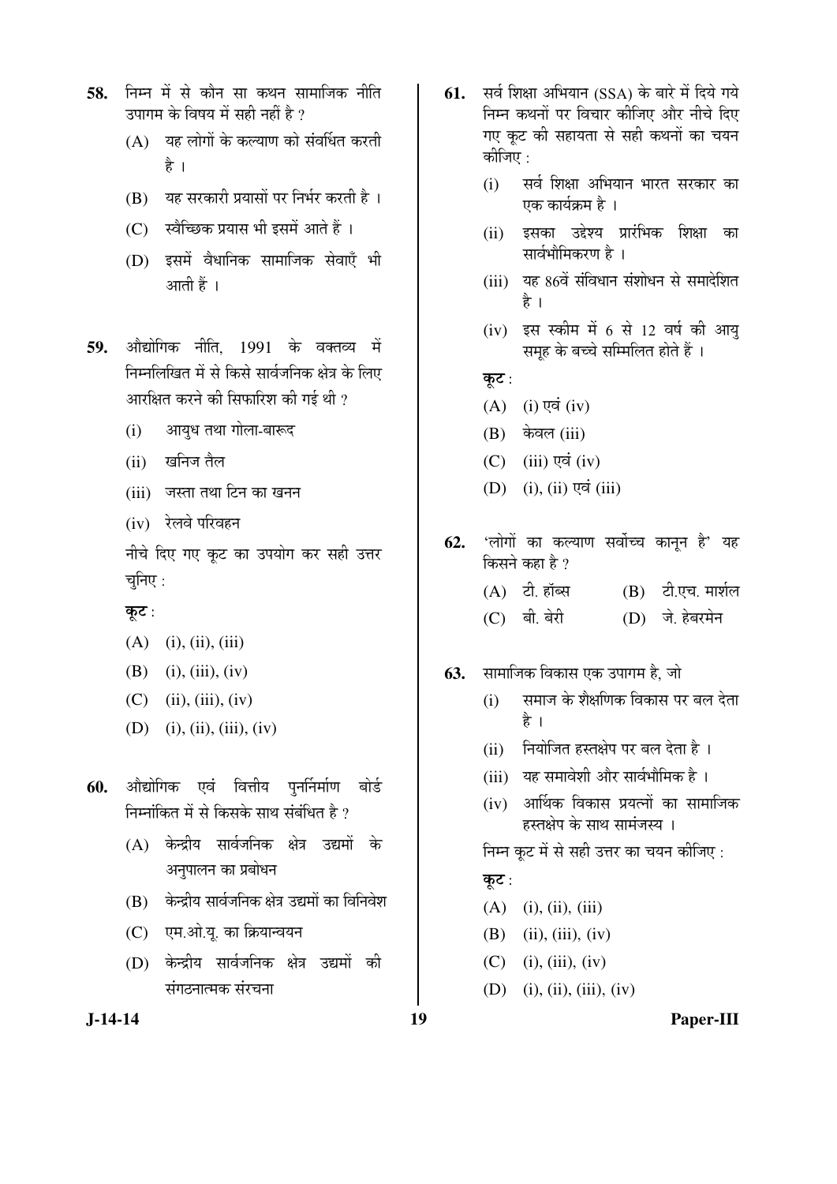58. निम्न में से कौन सा कथन सामाजिक नीति उपागम के विषय में सही नहीं है ?

 (A) यह लोगों के कल्याण को संवर्धित करती है ।

 (B) यह सरकारी प्रयासों पर निर्भर करती है ।

 (C) स्वैच्छिक प्रयास भी इसमें आते हैं ।

 (D) इसमें वैधानिक सामाजिक सेवाएँ भी आती हैं ।

59. औद्योगिक नीति, 1991 के वक्तव्य में निम्नलिखित में से किसे सार्वजनिक क्षेत्र के लिए आरक्षित करने की सिफारिश की गई थी ?

 (i) आयुध तथा गोला-बारूद

 (ii) खनिज तैल

 (iii) जस्ता तथा टिन का खनन

 (iv) रेलवे परिवहन

 नीचे दिए गए कूट का उपयोग कर सही उत्तर चुनिए :

 **कूट** :

 (A) (i), (ii), (iii)

 (B) (i), (iii), (iv)

 (C) (ii), (iii), (iv)

 (D) (i), (ii), (iii), (iv)

60. औद्योगिक एवं वित्तीय पुनर्निर्माण बोर्ड निम्नांकित में से किसके साथ संबंधित है ?

 (A) केन्द्रीय सार्वजनिक क्षेत्र उद्यमों के अनुपालन का प्रबोधन

 (B) केन्द्रीय सार्वजनिक क्षेत्र उद्यमों का विनिवेश

 (C) एम.ओ.यू. का क्रियान्वयन

 (D) केन्द्रीय सार्वजनिक क्षेत्र उद्यमों की संगठनात्मक संरचना

61. सर्व शिक्षा अभियान (SSA) के बारे में दिये गये निम्न कथनों पर विचार कीजिए और नीचे दिए गए कूट की सहायता से सही कथनों का चयन कीजिए :

 (i) सर्व शिक्षा अभियान भारत सरकार का एक कार्यक्रम है ।

 (ii) इसका उद्देश्य प्रारंभिक शिक्षा का सार्वभौमिकरण है ।

 (iii) यह 86वें संविधान संशोधन से समादेशित है ।

 (iv) इस स्कीम में 6 से 12 वर्ष की आयु समूह के बच्चे सम्मिलित होते हैं ।

 **कूट** :

 (A) (i) एवं (iv)

 (B) केवल (iii)

 (C) (iii) एवं (iv)

 (D) (i), (ii) एवं (iii)

62. 'लोगों का कल्याण सर्वोच्च कानून है' यह किसने कहा है ?

 (A) टी. हॉब्स (B) टी.एच. मार्शल

 (C) बी. बेरी (D) जे. हेबरमेन

63. सामाजिक विकास एक उपागम है, जो

 (i) समाज के शैक्षणिक विकास पर बल देता है ।

 (ii) नियोजित हस्तक्षेप पर बल देता है ।

 (iii) यह समावेशी और सार्वभौमिक है ।

 (iv) आर्थिक विकास प्रयत्नों का सामाजिक हस्तक्षेप के साथ सामंजस्य ।

 निम्न कूट में से सही उत्तर का चयन कीजिए :

 **कूट** :

 (A) (i), (ii), (iii)

 (B) (ii), (iii), (iv)

 (C) (i), (iii), (iv)

 (D) (i), (ii), (iii), (iv)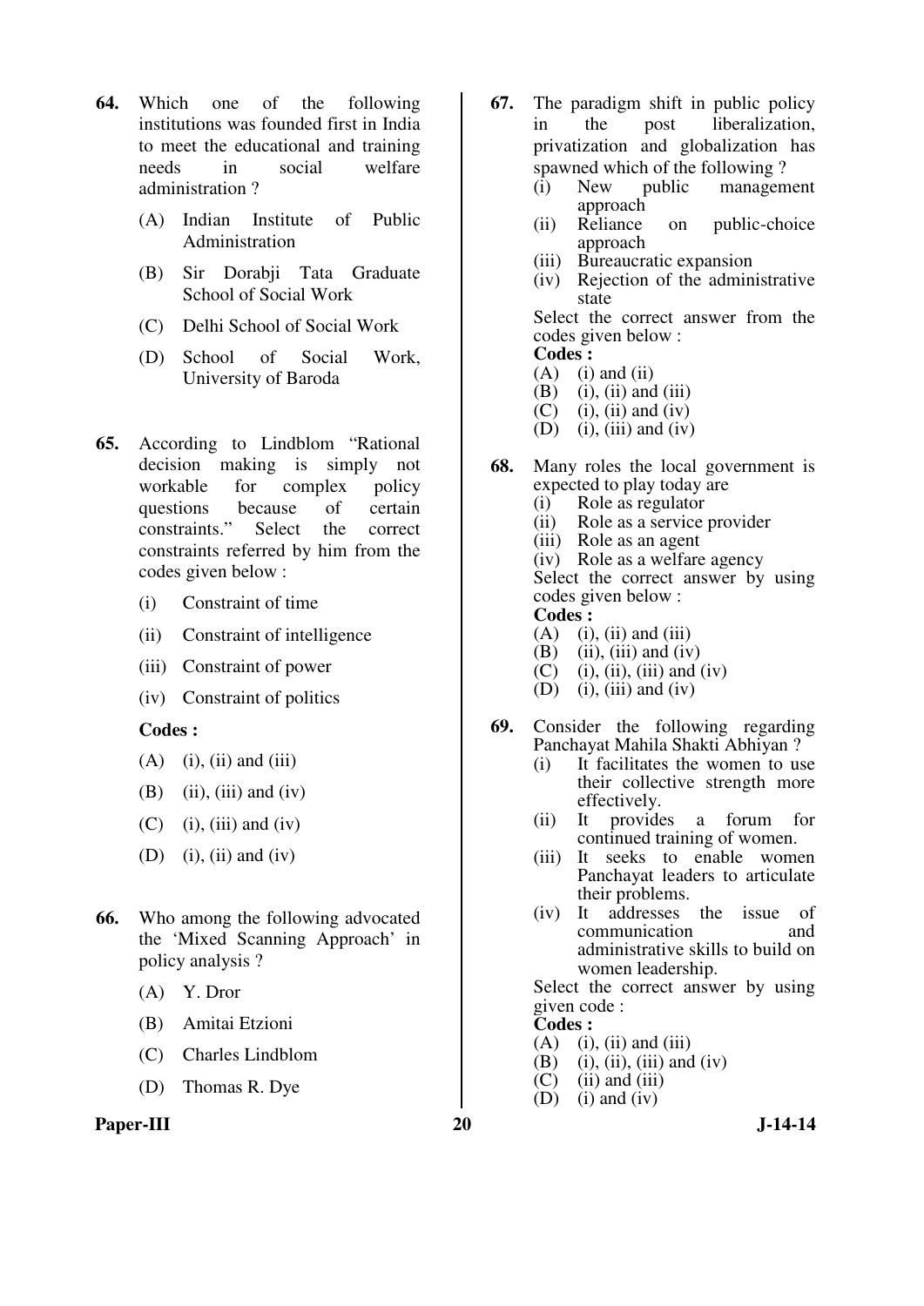**64.** Which one of the following institutions was founded first in India to meet the educational and training needs in social welfare administration ?

(A) Indian Institute of Public Administration

(B) Sir Dorabji Tata Graduate School of Social Work

(C) Delhi School of Social Work

(D) School of Social Work, University of Baroda

**65.** According to Lindblom "Rational decision making is simply not workable for complex policy questions because of certain constraints." Select the correct constraints referred by him from the codes given below :

(i) Constraint of time

(ii) Constraint of intelligence

(iii) Constraint of power

(iv) Constraint of politics

**Codes :**

(A) (i), (ii) and (iii)

(B) (ii), (iii) and (iv)

(C) (i), (iii) and (iv)

(D) (i), (ii) and (iv)

**66.** Who among the following advocated the 'Mixed Scanning Approach' in policy analysis ?

(A) Y. Dror

(B) Amitai Etzioni

(C) Charles Lindblom

(D) Thomas R. Dye

**67.** The paradigm shift in public policy in the post liberalization, privatization and globalization has spawned which of the following ?

(i) New public management approach

(ii) Reliance on public-choice approach

(iii) Bureaucratic expansion

(iv) Rejection of the administrative state

Select the correct answer from the codes given below :

**Codes :**

(A) (i) and (ii)

(B) (i), (ii) and (iii)

(C) (i), (ii) and (iv)

(D) (i), (iii) and (iv)

**68.** Many roles the local government is expected to play today are

(i) Role as regulator

(ii) Role as a service provider

(iii) Role as an agent

(iv) Role as a welfare agency

Select the correct answer by using codes given below :

**Codes :**

(A) (i), (ii) and (iii)

(B) (ii), (iii) and (iv)

(C) (i), (ii), (iii) and (iv)

(D) (i), (iii) and (iv)

**69.** Consider the following regarding Panchayat Mahila Shakti Abhiyan ?

(i) It facilitates the women to use their collective strength more effectively.

(ii) It provides a forum for continued training of women.

(iii) It seeks to enable women Panchayat leaders to articulate their problems.

(iv) It addresses the issue of communication and administrative skills to build on women leadership.

Select the correct answer by using given code :

**Codes :**

(A) (i), (ii) and (iii)

(B) (i), (ii), (iii) and (iv)

(C) (ii) and (iii)

(D) (i) and (iv)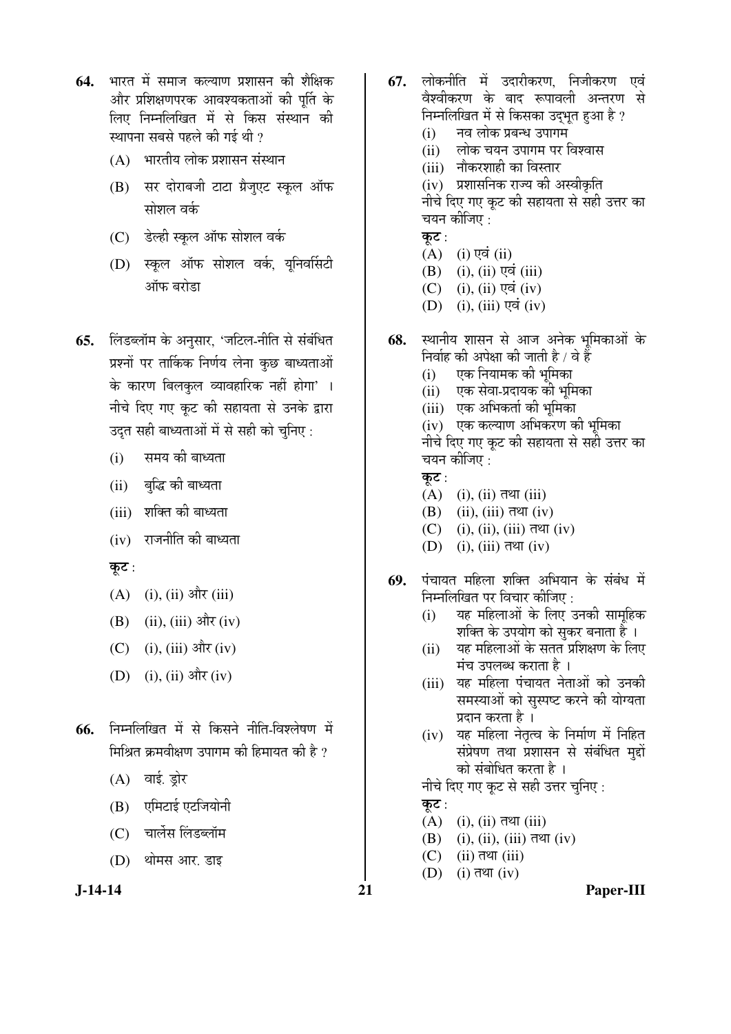64. भारत में समाज कल्याण प्रशासन की शैक्षिक और प्रशिक्षणपरक आवश्यकताओं की पूर्ति के लिए निम्नलिखित में से किस संस्थान की स्थापना सबसे पहले की गई थी ?

(A) भारतीय लोक प्रशासन संस्थान

(B) सर दोराबजी टाटा ग्रैजुएट स्कूल ऑफ सोशल वर्क

(C) डेल्ही स्कूल ऑफ सोशल वर्क

(D) स्कूल ऑफ सोशल वर्क, यूनिवर्सिटी ऑफ बरोडा

65. लिंडब्लॉम के अनुसार, 'जटिल-नीति से संबंधित प्रश्नों पर तार्किक निर्णय लेना कुछ बाध्यताओं के कारण बिलकुल व्यावहारिक नहीं होगा' । नीचे दिए गए कूट की सहायता से उनके द्वारा उद्‌त सही बाध्यताओं में से सही को चुनिए :

(i) समय की बाध्यता

(ii) बुद्धि की बाध्यता

(iii) शक्ति की बाध्यता

(iv) राजनीति की बाध्यता

**कूट** :

(A) (i), (ii) और (iii)

(B) (ii), (iii) और (iv)

(C) (i), (iii) और (iv)

(D) (i), (ii) और (iv)

66. निम्नलिखित में से किसने नीति-विश्लेषण में मिश्रित क्रमवीक्षण उपागम की हिमायत की है ?

(A) वाई. ड्रोर

(B) एमिटाई एटजियोनी

(C) चार्लेस लिंडब्लॉम

(D) थोमस आर. डाइ

67. लोकनीति में उदारीकरण, निजीकरण एवं वैश्वीकरण के बाद रूपावली अन्तरण से निम्नलिखित में से किसका उद्‌भूत हुआ है ?

(i) नव लोक प्रबन्ध उपागम

(ii) लोक चयन उपागम पर विश्वास

(iii) नौकरशाही का विस्तार

(iv) प्रशासनिक राज्य की अस्वीकृति

नीचे दिए गए कूट की सहायता से सही उत्तर का चयन कीजिए :

**कूट** :

(A) (i) एवं (ii)

(B) (i), (ii) एवं (iii)

(C) (i), (ii) एवं (iv)

(D) (i), (iii) एवं (iv)

68. स्थानीय शासन से आज अनेक भूमिकाओं के निर्वाह की अपेक्षा की जाती है / वे हैं

(i) एक नियामक की भूमिका

(ii) एक सेवा-प्रदायक की भूमिका

(iii) एक अभिकर्ता की भूमिका

(iv) एक कल्याण अभिकरण की भूमिका

नीचे दिए गए कूट की सहायता से सही उत्तर का चयन कीजिए :

**कूट** :

(A) (i), (ii) तथा (iii)

(B) (ii), (iii) तथा (iv)

(C) (i), (ii), (iii) तथा (iv)

(D) (i), (iii) तथा (iv)

69. पंचायत महिला शक्ति अभियान के संबंध में निम्नलिखित पर विचार कीजिए :

(i) यह महिलाओं के लिए उनकी सामूहिक शक्ति के उपयोग को सुकर बनाता है ।

(ii) यह महिलाओं के सतत प्रशिक्षण के लिए मंच उपलब्ध कराता है ।

(iii) यह महिला पंचायत नेताओं को उनकी समस्याओं को सुस्पष्ट करने की योग्यता प्रदान करता है ।

(iv) यह महिला नेतृत्व के निर्माण में निहित संप्रेषण तथा प्रशासन से संबंधित मुद्दों को संबोधित करता है ।

नीचे दिए गए कूट से सही उत्तर चुनिए :

**कूट** :

(A) (i), (ii) तथा (iii)

(B) (i), (ii), (iii) तथा (iv)

(C) (ii) तथा (iii)

(D) (i) तथा (iv)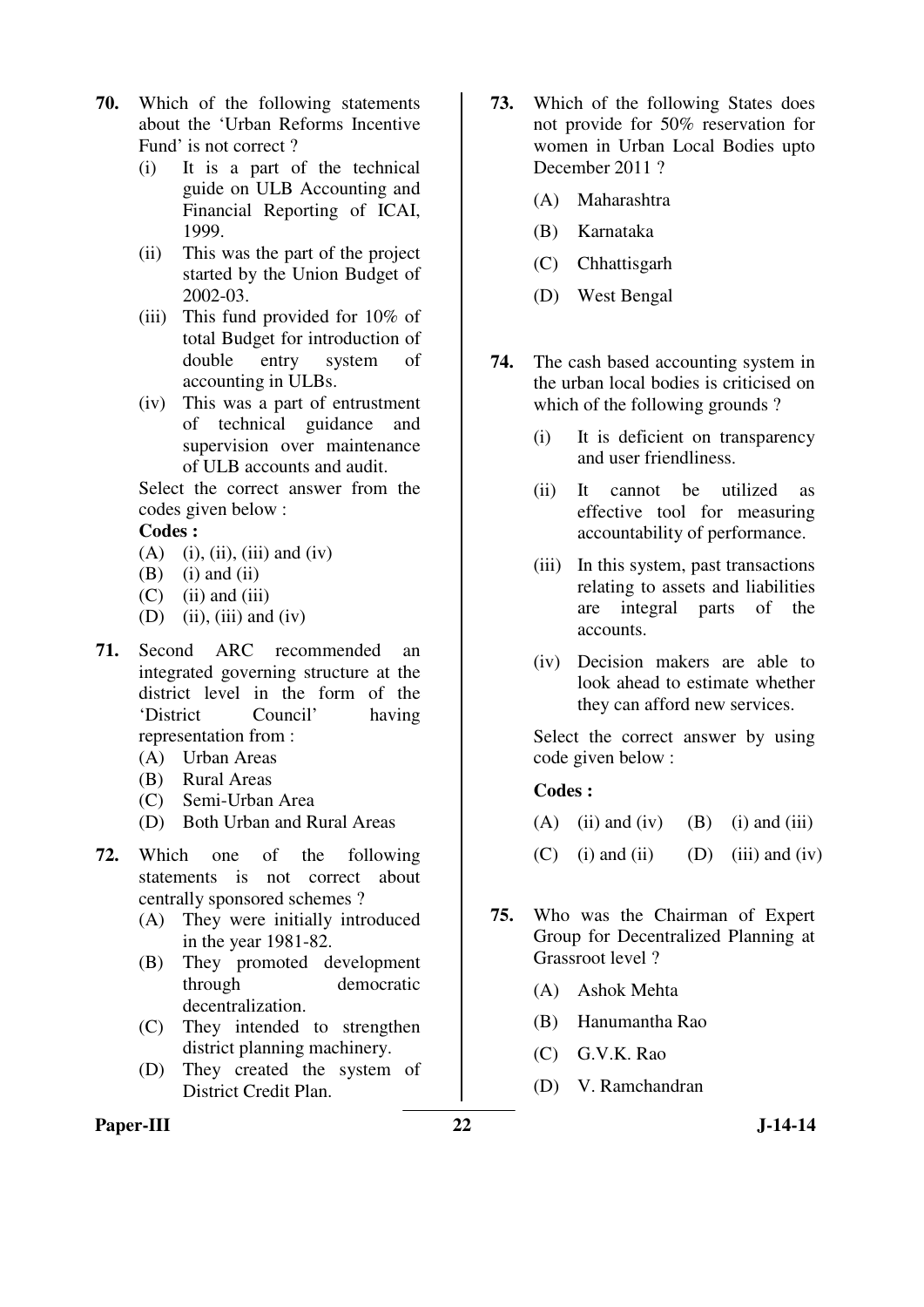**70.** Which of the following statements about the 'Urban Reforms Incentive Fund' is not correct ?

(i) It is a part of the technical guide on ULB Accounting and Financial Reporting of ICAI, 1999.

(ii) This was the part of the project started by the Union Budget of 2002-03.

(iii) This fund provided for 10% of total Budget for introduction of double entry system of accounting in ULBs.

(iv) This was a part of entrustment of technical guidance and supervision over maintenance of ULB accounts and audit.

Select the correct answer from the codes given below :

**Codes :**

(A) (i), (ii), (iii) and (iv)
(B) (i) and (ii)
(C) (ii) and (iii)
(D) (ii), (iii) and (iv)

**71.** Second ARC recommended an integrated governing structure at the district level in the form of the 'District Council' having representation from :

(A) Urban Areas
(B) Rural Areas
(C) Semi-Urban Area
(D) Both Urban and Rural Areas

**72.** Which one of the following statements is not correct about centrally sponsored schemes ?

(A) They were initially introduced in the year 1981-82.
(B) They promoted development through democratic decentralization.
(C) They intended to strengthen district planning machinery.
(D) They created the system of District Credit Plan.

**73.** Which of the following States does not provide for 50% reservation for women in Urban Local Bodies upto December 2011 ?

(A) Maharashtra
(B) Karnataka
(C) Chhattisgarh
(D) West Bengal

**74.** The cash based accounting system in the urban local bodies is criticised on which of the following grounds ?

(i) It is deficient on transparency and user friendliness.

(ii) It cannot be utilized as effective tool for measuring accountability of performance.

(iii) In this system, past transactions relating to assets and liabilities are integral parts of the accounts.

(iv) Decision makers are able to look ahead to estimate whether they can afford new services.

Select the correct answer by using code given below :

**Codes :**

(A) (ii) and (iv) (B) (i) and (iii)
(C) (i) and (ii) (D) (iii) and (iv)

**75.** Who was the Chairman of Expert Group for Decentralized Planning at Grassroot level ?

(A) Ashok Mehta
(B) Hanumantha Rao
(C) G.V.K. Rao
(D) V. Ramchandran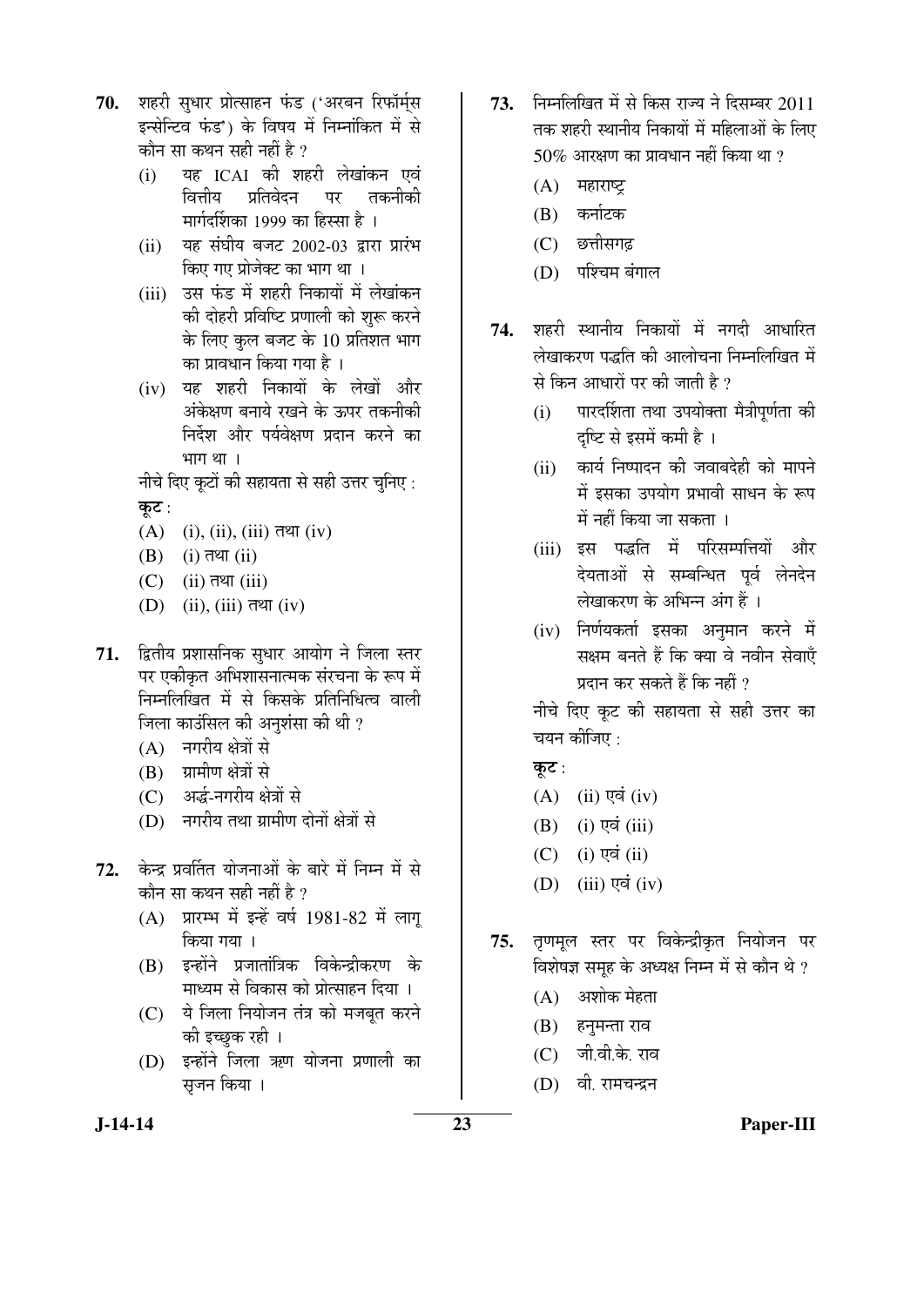70. शहरी सुधार प्रोत्साहन फंड ('अरबन रिफॉर्म्स इन्सेन्टिव फंड') के विषय में निम्नांकित में से कौन सा कथन सही नहीं है ?

   (i) यह ICAI की शहरी लेखांकन एवं वित्तीय प्रतिवेदन पर तकनीकी मार्गदर्शिका 1999 का हिस्सा है ।

   (ii) यह संघीय बजट 2002-03 द्वारा प्रारंभ किए गए प्रोजेक्ट का भाग था ।

   (iii) उस फंड में शहरी निकायों में लेखांकन की दोहरी प्रविष्टि प्रणाली को शुरू करने के लिए कुल बजट के 10 प्रतिशत भाग का प्रावधान किया गया है ।

   (iv) यह शहरी निकायों के लेखों और अंकेक्षण बनाये रखने के ऊपर तकनीकी निर्देश और पर्यवेक्षण प्रदान करने का भाग था ।

   नीचे दिए कूटों की सहायता से सही उत्तर चुनिए :

   **कूट :**

   (A) (i), (ii), (iii) तथा (iv)

   (B) (i) तथा (ii)

   (C) (ii) तथा (iii)

   (D) (ii), (iii) तथा (iv)

71. द्वितीय प्रशासनिक सुधार आयोग ने जिला स्तर पर एकीकृत अभिशासनात्मक संरचना के रूप में निम्नलिखित में से किसके प्रतिनिधित्व वाली जिला काउंसिल की अनुशंसा की थी ?

   (A) नगरीय क्षेत्रों से

   (B) ग्रामीण क्षेत्रों से

   (C) अर्द्ध-नगरीय क्षेत्रों से

   (D) नगरीय तथा ग्रामीण दोनों क्षेत्रों से

72. केन्द्र प्रवर्तित योजनाओं के बारे में निम्न में से कौन सा कथन सही नहीं है ?

   (A) प्रारम्भ में इन्हें वर्ष 1981-82 में लागू किया गया ।

   (B) इन्होंने प्रजातांत्रिक विकेन्द्रीकरण के माध्यम से विकास को प्रोत्साहन दिया ।

   (C) ये जिला नियोजन तंत्र को मजबूत करने की इच्छुक रही ।

   (D) इन्होंने जिला ऋण योजना प्रणाली का सृजन किया ।

73. निम्नलिखित में से किस राज्य ने दिसम्बर 2011 तक शहरी स्थानीय निकायों में महिलाओं के लिए 50% आरक्षण का प्रावधान नहीं किया था ?

   (A) महाराष्ट्र

   (B) कर्नाटक

   (C) छत्तीसगढ़

   (D) पश्चिम बंगाल

74. शहरी स्थानीय निकायों में नगदी आधारित लेखाकरण पद्धति की आलोचना निम्नलिखित में से किन आधारों पर की जाती है ?

   (i) पारदर्शिता तथा उपयोक्ता मैत्रीपूर्णता की दृष्टि से इसमें कमी है ।

   (ii) कार्य निष्पादन की जवाबदेही को मापने में इसका उपयोग प्रभावी साधन के रूप में नहीं किया जा सकता ।

   (iii) इस पद्धति में परिसम्पत्तियों और देयताओं से सम्बन्धित पूर्व लेनदेन लेखाकरण के अभिन्न अंग हैं ।

   (iv) निर्णयकर्ता इसका अनुमान करने में सक्षम बनते हैं कि क्या वे नवीन सेवाएँ प्रदान कर सकते हैं कि नहीं ?

   नीचे दिए कूट की सहायता से सही उत्तर का चयन कीजिए :

   **कूट :**

   (A) (ii) एवं (iv)

   (B) (i) एवं (iii)

   (C) (i) एवं (ii)

   (D) (iii) एवं (iv)

75. तृणमूल स्तर पर विकेन्द्रीकृत नियोजन पर विशेषज्ञ समूह के अध्यक्ष निम्न में से कौन थे ?

   (A) अशोक मेहता

   (B) हनुमन्ता राव

   (C) जी.वी.के. राव

   (D) वी. रामचन्द्रन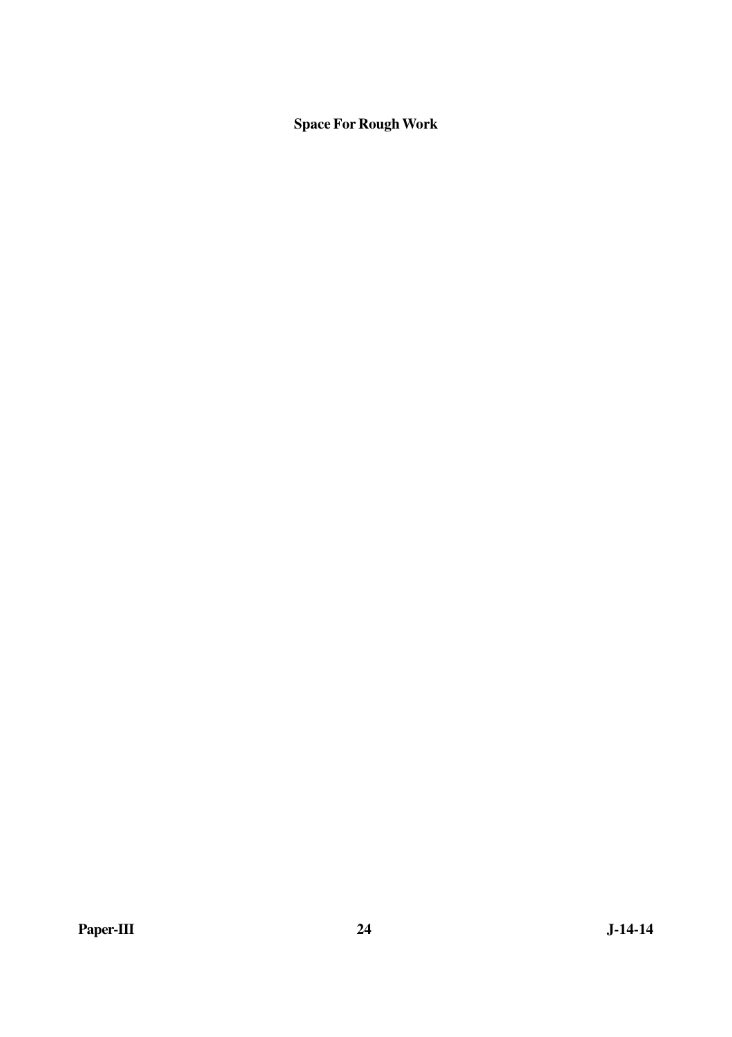**Space For Rough Work**